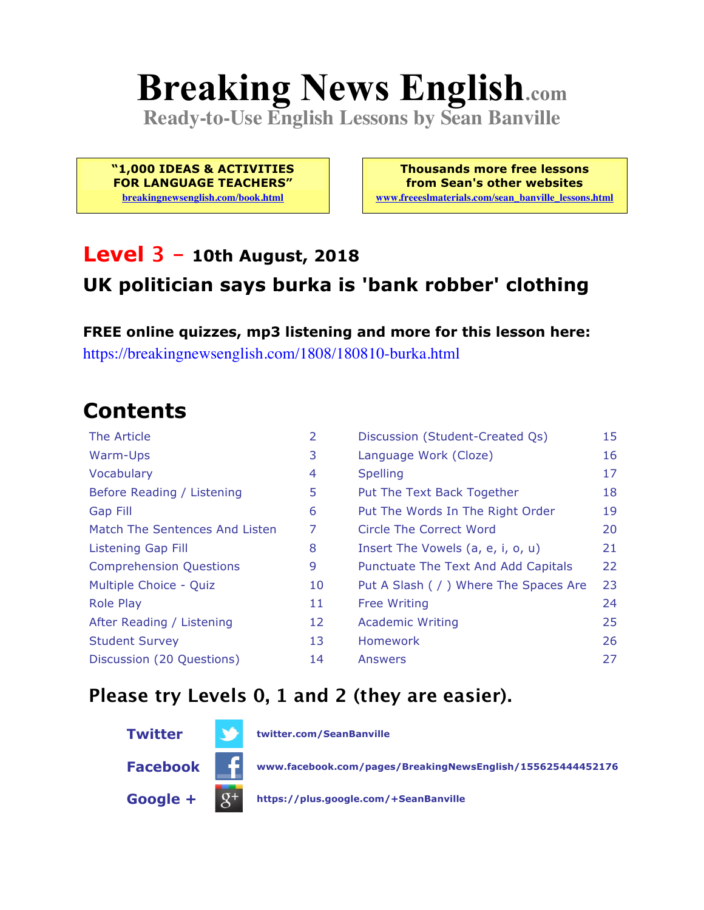# Breaking News English.com

**Ready-to-Use English Lessons by Sean Banville**

**"1,000 IDEAS & ACTIVITIES FOR LANGUAGE TEACHERS"**
breakingnewsenglish.com/book.html

**Thousands more free lessons from Sean's other websites**
www.freeeslmaterials.com/sean_banville_lessons.html

## Level 3 – 10th August, 2018

## UK politician says burka is 'bank robber' clothing

**FREE online quizzes, mp3 listening and more for this lesson here:**
https://breakingnewsenglish.com/1808/180810-burka.html

## Contents

| | | | |
|---|---|---|---|
| The Article | 2 | Discussion (Student-Created Qs) | 15 |
| Warm-Ups | 3 | Language Work (Cloze) | 16 |
| Vocabulary | 4 | Spelling | 17 |
| Before Reading / Listening | 5 | Put The Text Back Together | 18 |
| Gap Fill | 6 | Put The Words In The Right Order | 19 |
| Match The Sentences And Listen | 7 | Circle The Correct Word | 20 |
| Listening Gap Fill | 8 | Insert The Vowels (a, e, i, o, u) | 21 |
| Comprehension Questions | 9 | Punctuate The Text And Add Capitals | 22 |
| Multiple Choice - Quiz | 10 | Put A Slash ( / ) Where The Spaces Are | 23 |
| Role Play | 11 | Free Writing | 24 |
| After Reading / Listening | 12 | Academic Writing | 25 |
| Student Survey | 13 | Homework | 26 |
| Discussion (20 Questions) | 14 | Answers | 27 |

## Please try Levels 0, 1 and 2 (they are easier).

**Twitter** twitter.com/SeanBanville

**Facebook** www.facebook.com/pages/BreakingNewsEnglish/155625444452176

**Google +** https://plus.google.com/+SeanBanville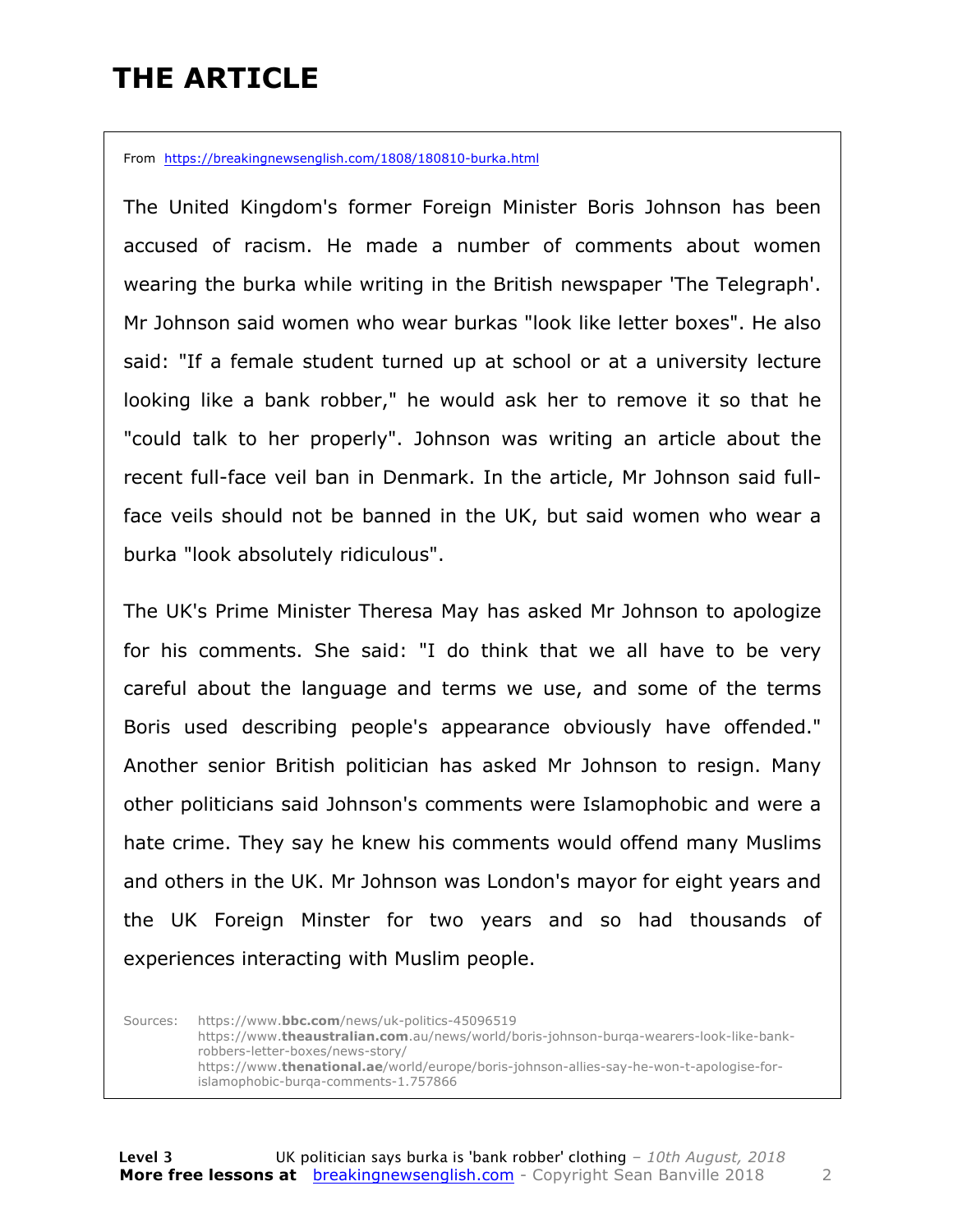# THE ARTICLE

From https://breakingnewsenglish.com/1808/180810-burka.html

The United Kingdom's former Foreign Minister Boris Johnson has been accused of racism. He made a number of comments about women wearing the burka while writing in the British newspaper 'The Telegraph'. Mr Johnson said women who wear burkas "look like letter boxes". He also said: "If a female student turned up at school or at a university lecture looking like a bank robber," he would ask her to remove it so that he "could talk to her properly". Johnson was writing an article about the recent full-face veil ban in Denmark. In the article, Mr Johnson said full-face veils should not be banned in the UK, but said women who wear a burka "look absolutely ridiculous".

The UK's Prime Minister Theresa May has asked Mr Johnson to apologize for his comments. She said: "I do think that we all have to be very careful about the language and terms we use, and some of the terms Boris used describing people's appearance obviously have offended." Another senior British politician has asked Mr Johnson to resign. Many other politicians said Johnson's comments were Islamophobic and were a hate crime. They say he knew his comments would offend many Muslims and others in the UK. Mr Johnson was London's mayor for eight years and the UK Foreign Minster for two years and so had thousands of experiences interacting with Muslim people.

Sources: https://www.bbc.com/news/uk-politics-45096519
https://www.theaustralian.com.au/news/world/boris-johnson-burqa-wearers-look-like-bank-robbers-letter-boxes/news-story/
https://www.thenational.ae/world/europe/boris-johnson-allies-say-he-won-t-apologise-for-islamophobic-burqa-comments-1.757866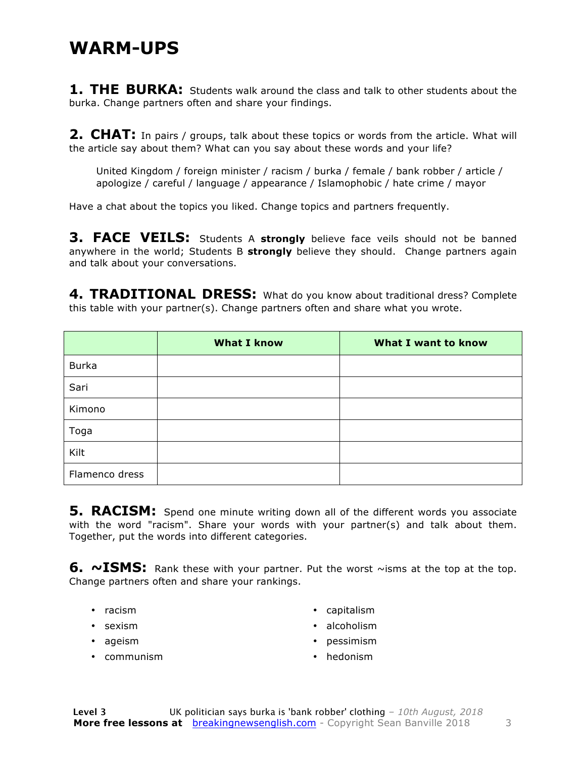# WARM-UPS

**1. THE BURKA:** Students walk around the class and talk to other students about the burka. Change partners often and share your findings.

**2. CHAT:** In pairs / groups, talk about these topics or words from the article. What will the article say about them? What can you say about these words and your life?

> United Kingdom / foreign minister / racism / burka / female / bank robber / article / apologize / careful / language / appearance / Islamophobic / hate crime / mayor

Have a chat about the topics you liked. Change topics and partners frequently.

**3. FACE VEILS:** Students A **strongly** believe face veils should not be banned anywhere in the world; Students B **strongly** believe they should. Change partners again and talk about your conversations.

**4. TRADITIONAL DRESS:** What do you know about traditional dress? Complete this table with your partner(s). Change partners often and share what you wrote.

| | What I know | What I want to know |
|---|---|---|
| Burka | | |
| Sari | | |
| Kimono | | |
| Toga | | |
| Kilt | | |
| Flamenco dress | | |

**5. RACISM:** Spend one minute writing down all of the different words you associate with the word "racism". Share your words with your partner(s) and talk about them. Together, put the words into different categories.

**6. ~ISMS:** Rank these with your partner. Put the worst ~isms at the top at the top. Change partners often and share your rankings.

- racism
- sexism
- ageism
- communism
- capitalism
- alcoholism
- pessimism
- hedonism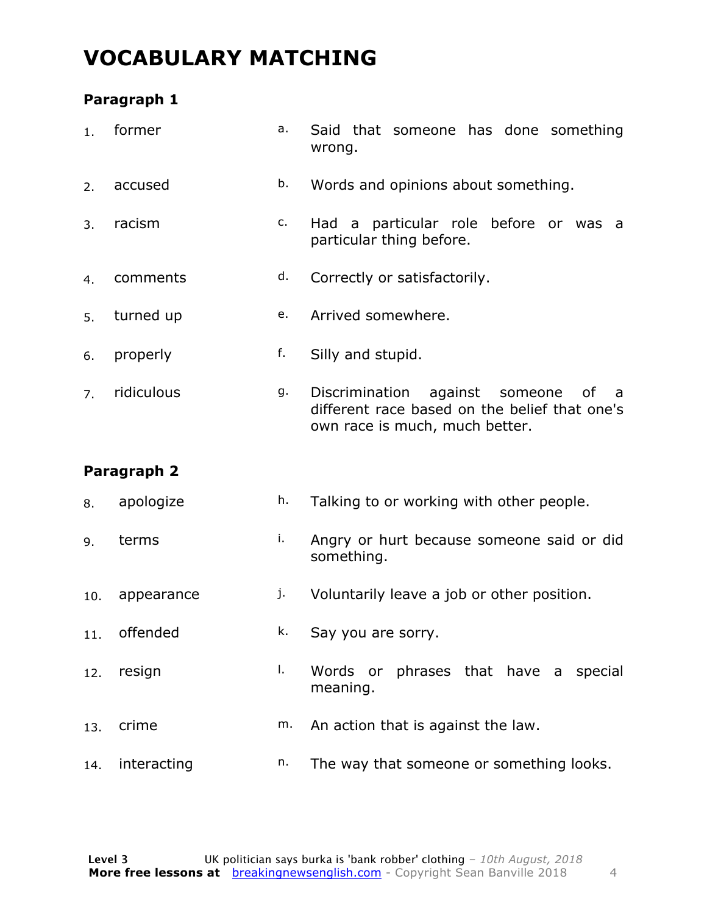# VOCABULARY MATCHING

### Paragraph 1

| | | | |
|---|---|---|---|
| 1. | former | a. | Said that someone has done something wrong. |
| 2. | accused | b. | Words and opinions about something. |
| 3. | racism | c. | Had a particular role before or was a particular thing before. |
| 4. | comments | d. | Correctly or satisfactorily. |
| 5. | turned up | e. | Arrived somewhere. |
| 6. | properly | f. | Silly and stupid. |
| 7. | ridiculous | g. | Discrimination against someone of a different race based on the belief that one's own race is much, much better. |

### Paragraph 2

| | | | |
|---|---|---|---|
| 8. | apologize | h. | Talking to or working with other people. |
| 9. | terms | i. | Angry or hurt because someone said or did something. |
| 10. | appearance | j. | Voluntarily leave a job or other position. |
| 11. | offended | k. | Say you are sorry. |
| 12. | resign | l. | Words or phrases that have a special meaning. |
| 13. | crime | m. | An action that is against the law. |
| 14. | interacting | n. | The way that someone or something looks. |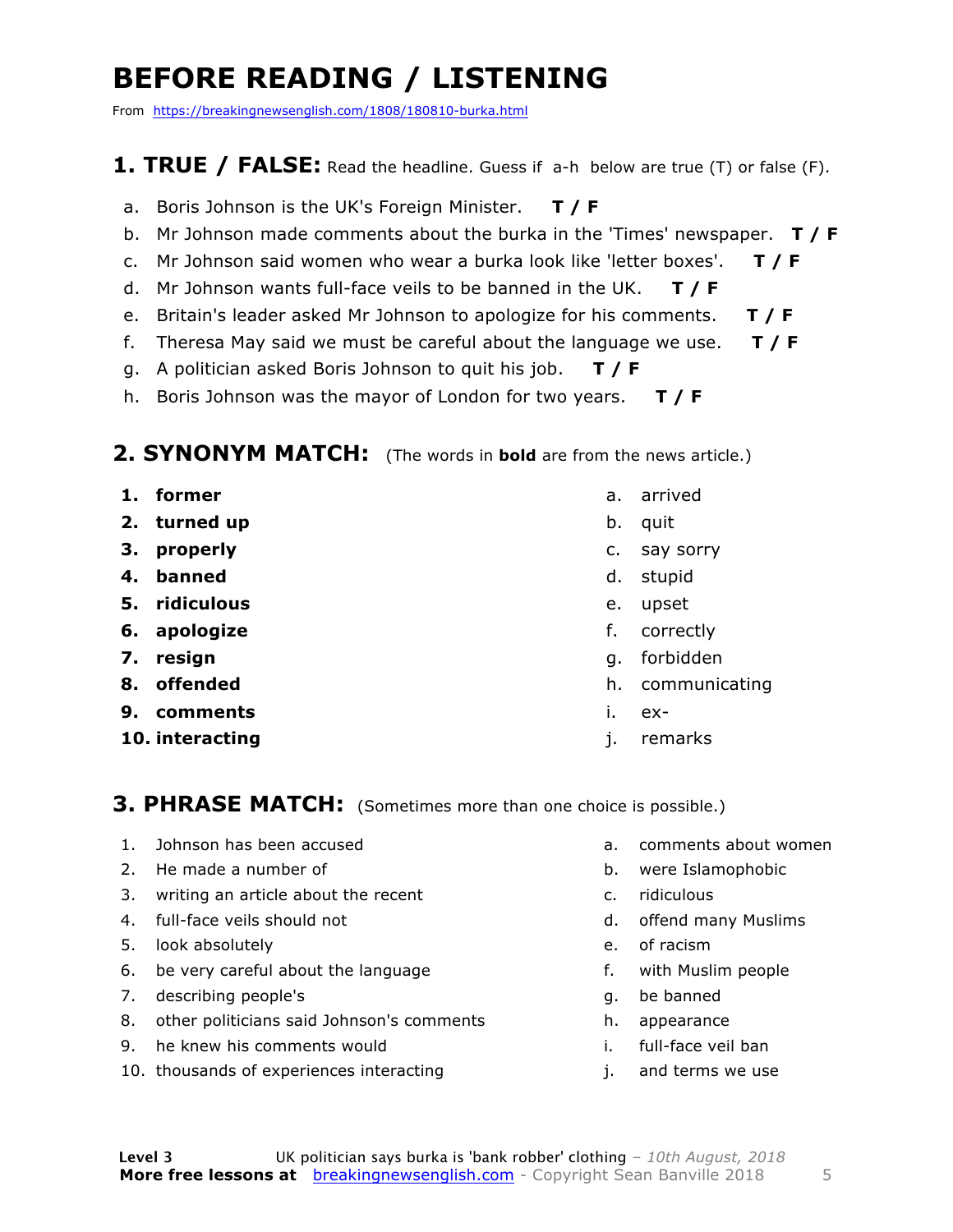# BEFORE READING / LISTENING

From https://breakingnewsenglish.com/1808/180810-burka.html

## 1. TRUE / FALSE: Read the headline. Guess if a-h below are true (T) or false (F).

a. Boris Johnson is the UK's Foreign Minister. **T / F**

b. Mr Johnson made comments about the burka in the 'Times' newspaper. **T / F**

c. Mr Johnson said women who wear a burka look like 'letter boxes'. **T / F**

d. Mr Johnson wants full-face veils to be banned in the UK. **T / F**

e. Britain's leader asked Mr Johnson to apologize for his comments. **T / F**

f. Theresa May said we must be careful about the language we use. **T / F**

g. A politician asked Boris Johnson to quit his job. **T / F**

h. Boris Johnson was the mayor of London for two years. **T / F**

## 2. SYNONYM MATCH: (The words in **bold** are from the news article.)

| | |
|---|---|
| 1. **former** | a. arrived |
| 2. **turned up** | b. quit |
| 3. **properly** | c. say sorry |
| 4. **banned** | d. stupid |
| 5. **ridiculous** | e. upset |
| 6. **apologize** | f. correctly |
| 7. **resign** | g. forbidden |
| 8. **offended** | h. communicating |
| 9. **comments** | i. ex- |
| 10. **interacting** | j. remarks |

## 3. PHRASE MATCH: (Sometimes more than one choice is possible.)

| | |
|---|---|
| 1. Johnson has been accused | a. comments about women |
| 2. He made a number of | b. were Islamophobic |
| 3. writing an article about the recent | c. ridiculous |
| 4. full-face veils should not | d. offend many Muslims |
| 5. look absolutely | e. of racism |
| 6. be very careful about the language | f. with Muslim people |
| 7. describing people's | g. be banned |
| 8. other politicians said Johnson's comments | h. appearance |
| 9. he knew his comments would | i. full-face veil ban |
| 10. thousands of experiences interacting | j. and terms we use |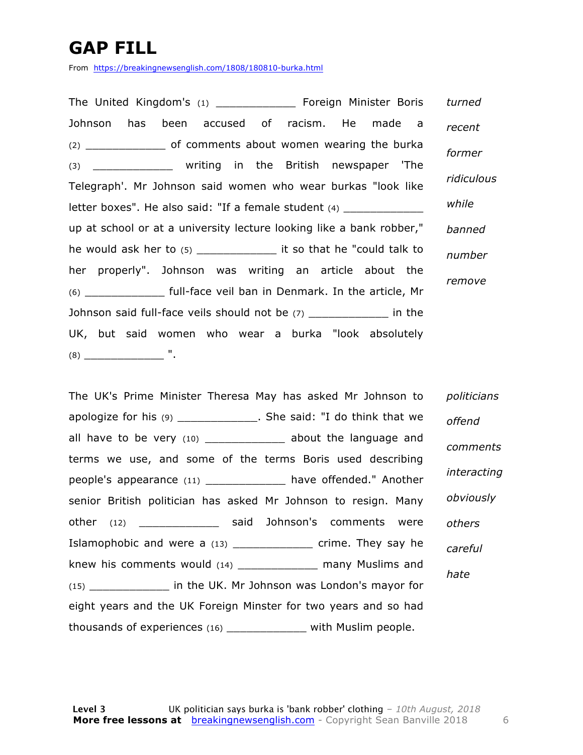# GAP FILL

From https://breakingnewsenglish.com/1808/180810-burka.html

The United Kingdom's (1) ____________ Foreign Minister Boris Johnson has been accused of racism. He made a (2) ____________ of comments about women wearing the burka (3) ____________ writing in the British newspaper 'The Telegraph'. Mr Johnson said women who wear burkas "look like letter boxes". He also said: "If a female student (4) ____________ up at school or at a university lecture looking like a bank robber," he would ask her to (5) ____________ it so that he "could talk to her properly". Johnson was writing an article about the (6) ____________ full-face veil ban in Denmark. In the article, Mr Johnson said full-face veils should not be (7) ____________ in the UK, but said women who wear a burka "look absolutely (8) ____________ ".

*turned*
*recent*
*former*
*ridiculous*
*while*
*banned*
*number*
*remove*

The UK's Prime Minister Theresa May has asked Mr Johnson to apologize for his (9) ____________. She said: "I do think that we all have to be very (10) ____________ about the language and terms we use, and some of the terms Boris used describing people's appearance (11) ____________ have offended." Another senior British politician has asked Mr Johnson to resign. Many other (12) ____________ said Johnson's comments were Islamophobic and were a (13) ____________ crime. They say he knew his comments would (14) ____________ many Muslims and (15) ____________ in the UK. Mr Johnson was London's mayor for eight years and the UK Foreign Minster for two years and so had thousands of experiences (16) ____________ with Muslim people.

*politicians*
*offend*
*comments*
*interacting*
*obviously*
*others*
*careful*
*hate*

**Level 3** UK politician says burka is 'bank robber' clothing – *10th August, 2018*
**More free lessons at** breakingnewsenglish.com - Copyright Sean Banville 2018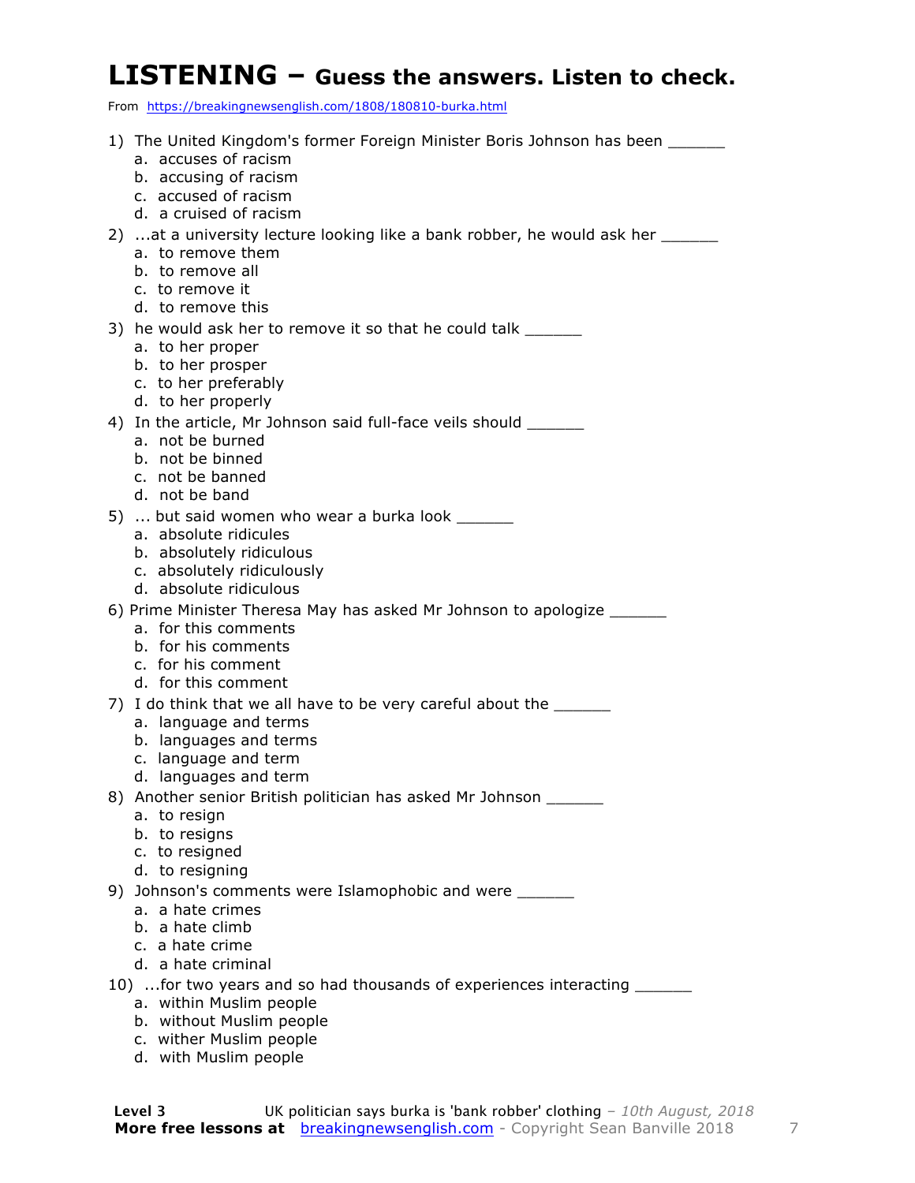# LISTENING – Guess the answers. Listen to check.

From https://breakingnewsenglish.com/1808/180810-burka.html

1) The United Kingdom's former Foreign Minister Boris Johnson has been ______
   a. accuses of racism
   b. accusing of racism
   c. accused of racism
   d. a cruised of racism

2) ...at a university lecture looking like a bank robber, he would ask her ______
   a. to remove them
   b. to remove all
   c. to remove it
   d. to remove this

3) he would ask her to remove it so that he could talk ______
   a. to her proper
   b. to her prosper
   c. to her preferably
   d. to her properly

4) In the article, Mr Johnson said full-face veils should ______
   a. not be burned
   b. not be binned
   c. not be banned
   d. not be band

5) ... but said women who wear a burka look ______
   a. absolute ridicules
   b. absolutely ridiculous
   c. absolutely ridiculously
   d. absolute ridiculous

6) Prime Minister Theresa May has asked Mr Johnson to apologize ______
   a. for this comments
   b. for his comments
   c. for his comment
   d. for this comment

7) I do think that we all have to be very careful about the ______
   a. language and terms
   b. languages and terms
   c. language and term
   d. languages and term

8) Another senior British politician has asked Mr Johnson ______
   a. to resign
   b. to resigns
   c. to resigned
   d. to resigning

9) Johnson's comments were Islamophobic and were ______
   a. a hate crimes
   b. a hate climb
   c. a hate crime
   d. a hate criminal

10) ...for two years and so had thousands of experiences interacting ______
   a. within Muslim people
   b. without Muslim people
   c. wither Muslim people
   d. with Muslim people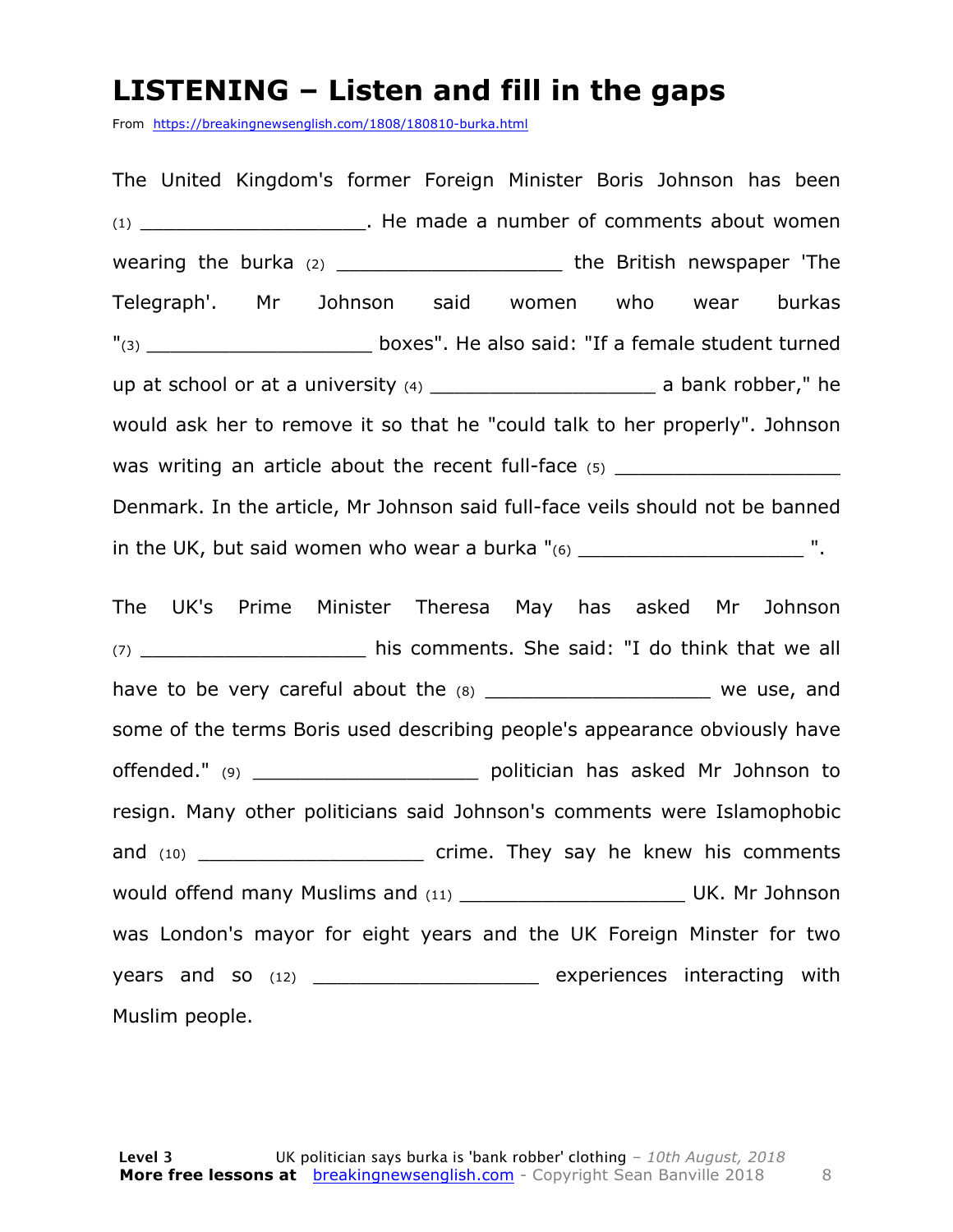# LISTENING – Listen and fill in the gaps

From https://breakingnewsenglish.com/1808/180810-burka.html

The United Kingdom's former Foreign Minister Boris Johnson has been (1) ___________________. He made a number of comments about women wearing the burka (2) ___________________ the British newspaper 'The Telegraph'. Mr Johnson said women who wear burkas "(3) ___________________ boxes". He also said: "If a female student turned up at school or at a university (4) ___________________ a bank robber," he would ask her to remove it so that he "could talk to her properly". Johnson was writing an article about the recent full-face (5) ___________________ Denmark. In the article, Mr Johnson said full-face veils should not be banned in the UK, but said women who wear a burka "(6) ___________________ ".

The UK's Prime Minister Theresa May has asked Mr Johnson (7) ___________________ his comments. She said: "I do think that we all have to be very careful about the (8) ___________________ we use, and some of the terms Boris used describing people's appearance obviously have offended." (9) ___________________ politician has asked Mr Johnson to resign. Many other politicians said Johnson's comments were Islamophobic and (10) ___________________ crime. They say he knew his comments would offend many Muslims and (11) ___________________ UK. Mr Johnson was London's mayor for eight years and the UK Foreign Minster for two years and so (12) ___________________ experiences interacting with Muslim people.

**Level 3** UK politician says burka is 'bank robber' clothing – *10th August, 2018*
**More free lessons at** breakingnewsenglish.com - Copyright Sean Banville 2018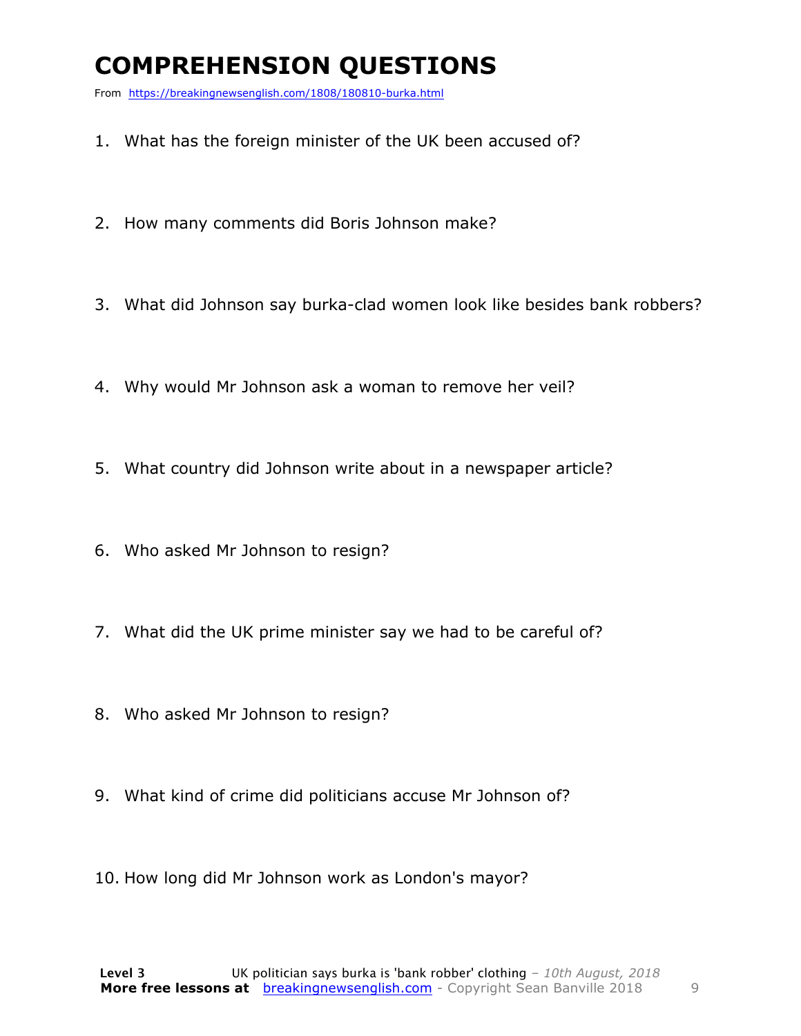# COMPREHENSION QUESTIONS

From https://breakingnewsenglish.com/1808/180810-burka.html

1. What has the foreign minister of the UK been accused of?
2. How many comments did Boris Johnson make?
3. What did Johnson say burka-clad women look like besides bank robbers?
4. Why would Mr Johnson ask a woman to remove her veil?
5. What country did Johnson write about in a newspaper article?
6. Who asked Mr Johnson to resign?
7. What did the UK prime minister say we had to be careful of?
8. Who asked Mr Johnson to resign?
9. What kind of crime did politicians accuse Mr Johnson of?
10. How long did Mr Johnson work as London's mayor?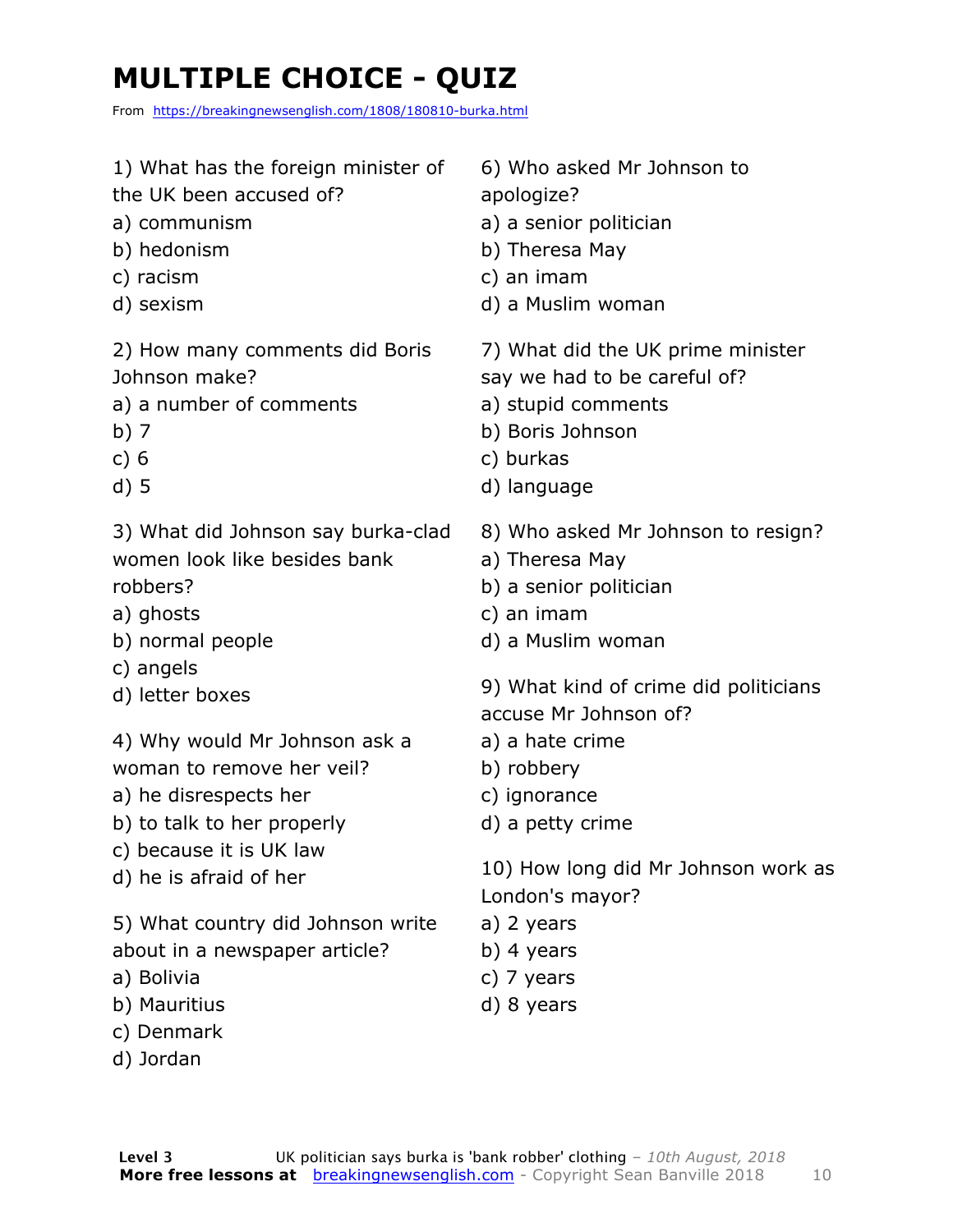# MULTIPLE CHOICE - QUIZ

From https://breakingnewsenglish.com/1808/180810-burka.html

1) What has the foreign minister of the UK been accused of?

a) communism
b) hedonism
c) racism
d) sexism

2) How many comments did Boris Johnson make?

a) a number of comments
b) 7
c) 6
d) 5

3) What did Johnson say burka-clad women look like besides bank robbers?

a) ghosts
b) normal people
c) angels
d) letter boxes

4) Why would Mr Johnson ask a woman to remove her veil?

a) he disrespects her
b) to talk to her properly
c) because it is UK law
d) he is afraid of her

5) What country did Johnson write about in a newspaper article?

a) Bolivia
b) Mauritius
c) Denmark
d) Jordan

6) Who asked Mr Johnson to apologize?

a) a senior politician
b) Theresa May
c) an imam
d) a Muslim woman

7) What did the UK prime minister say we had to be careful of?

a) stupid comments
b) Boris Johnson
c) burkas
d) language

8) Who asked Mr Johnson to resign?

a) Theresa May
b) a senior politician
c) an imam
d) a Muslim woman

9) What kind of crime did politicians accuse Mr Johnson of?

a) a hate crime
b) robbery
c) ignorance
d) a petty crime

10) How long did Mr Johnson work as London's mayor?

a) 2 years
b) 4 years
c) 7 years
d) 8 years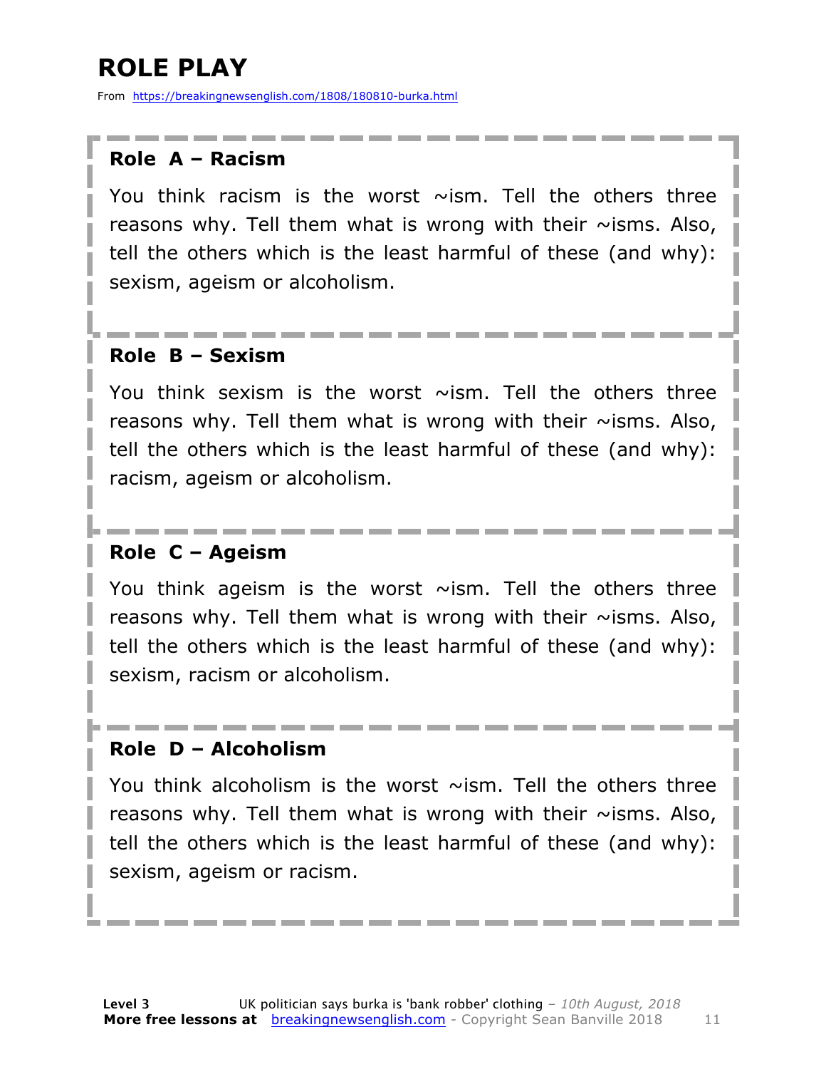# ROLE PLAY

From https://breakingnewsenglish.com/1808/180810-burka.html

### Role A – Racism

You think racism is the worst ~ism. Tell the others three reasons why. Tell them what is wrong with their ~isms. Also, tell the others which is the least harmful of these (and why): sexism, ageism or alcoholism.

### Role B – Sexism

You think sexism is the worst ~ism. Tell the others three reasons why. Tell them what is wrong with their ~isms. Also, tell the others which is the least harmful of these (and why): racism, ageism or alcoholism.

### Role C – Ageism

You think ageism is the worst ~ism. Tell the others three reasons why. Tell them what is wrong with their ~isms. Also, tell the others which is the least harmful of these (and why): sexism, racism or alcoholism.

### Role D – Alcoholism

You think alcoholism is the worst ~ism. Tell the others three reasons why. Tell them what is wrong with their ~isms. Also, tell the others which is the least harmful of these (and why): sexism, ageism or racism.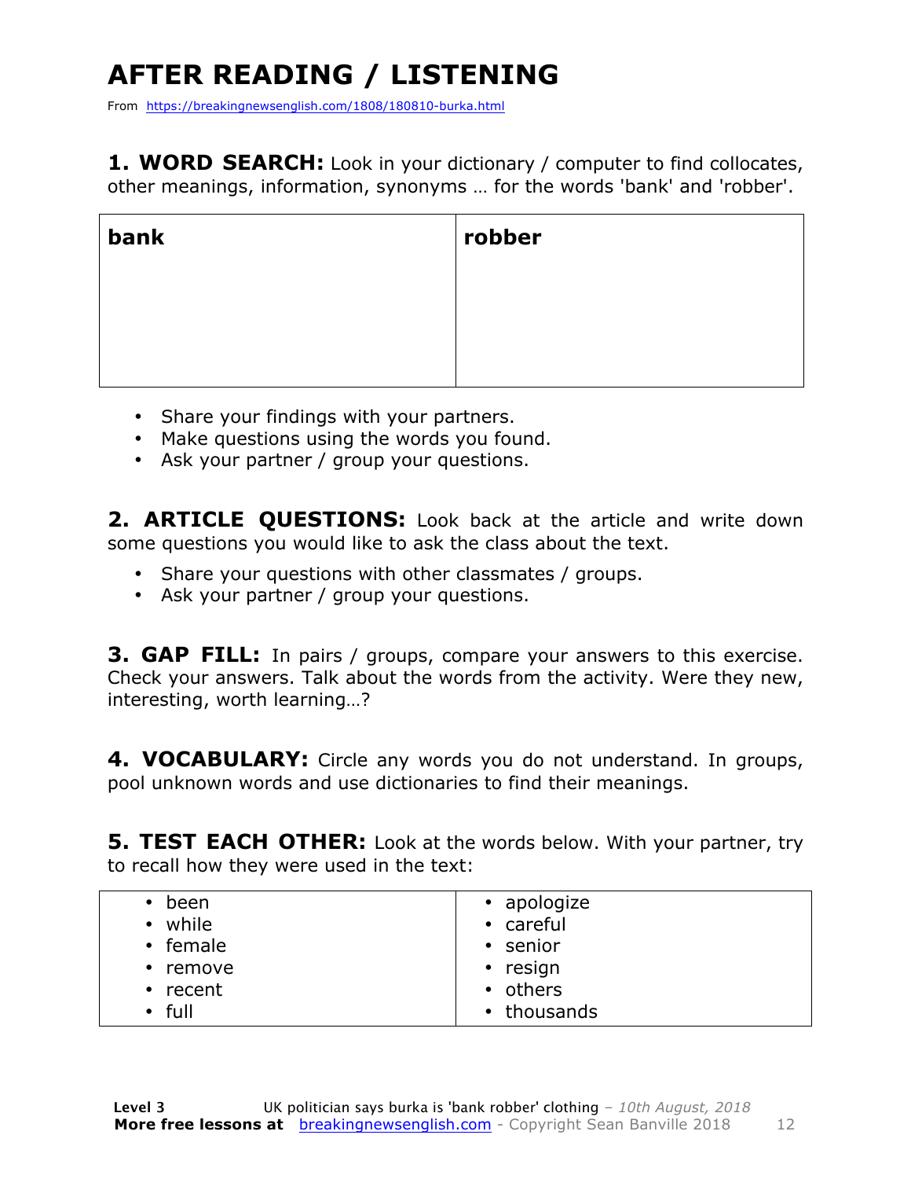# AFTER READING / LISTENING

From https://breakingnewsenglish.com/1808/180810-burka.html

**1. WORD SEARCH:** Look in your dictionary / computer to find collocates, other meanings, information, synonyms … for the words 'bank' and 'robber'.

| bank | robber |
|---|---|
| | |

- Share your findings with your partners.
- Make questions using the words you found.
- Ask your partner / group your questions.

**2. ARTICLE QUESTIONS:** Look back at the article and write down some questions you would like to ask the class about the text.

- Share your questions with other classmates / groups.
- Ask your partner / group your questions.

**3. GAP FILL:** In pairs / groups, compare your answers to this exercise. Check your answers. Talk about the words from the activity. Were they new, interesting, worth learning…?

**4. VOCABULARY:** Circle any words you do not understand. In groups, pool unknown words and use dictionaries to find their meanings.

**5. TEST EACH OTHER:** Look at the words below. With your partner, try to recall how they were used in the text:

| | |
|---|---|
| • been | • apologize |
| • while | • careful |
| • female | • senior |
| • remove | • resign |
| • recent | • others |
| • full | • thousands |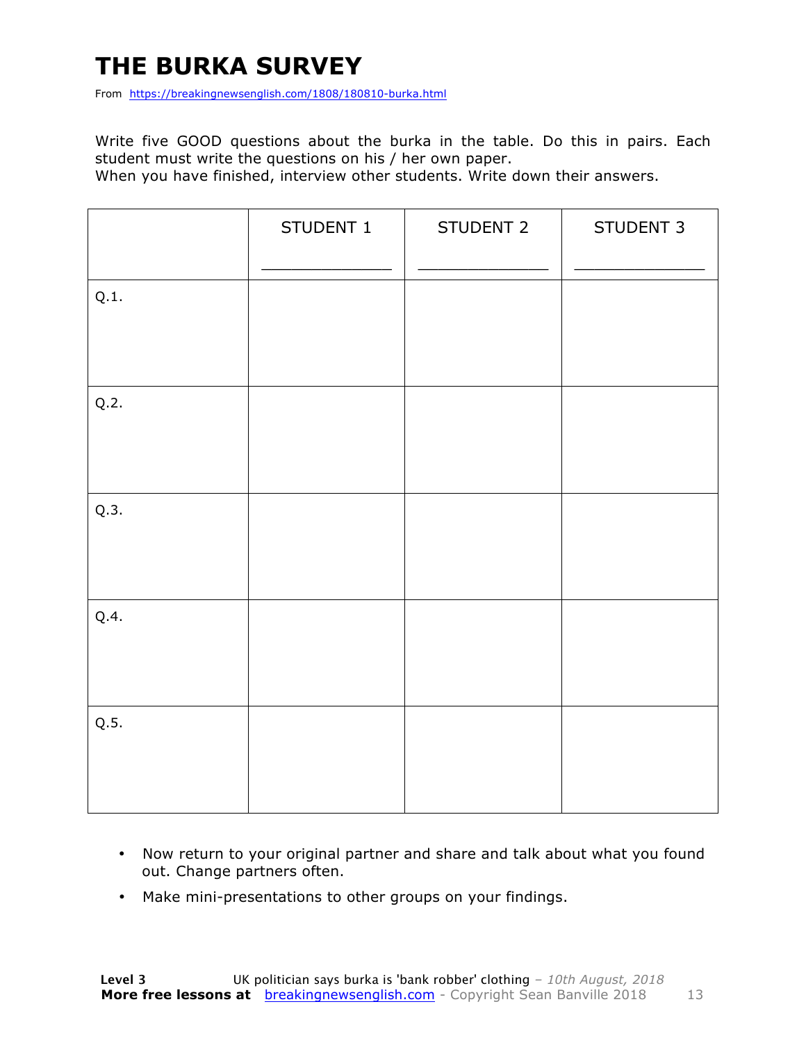# THE BURKA SURVEY

From https://breakingnewsenglish.com/1808/180810-burka.html

Write five GOOD questions about the burka in the table. Do this in pairs. Each student must write the questions on his / her own paper.

When you have finished, interview other students. Write down their answers.

| | STUDENT 1<br>_____________ | STUDENT 2<br>_____________ | STUDENT 3<br>_____________ |
|---|---|---|---|
| Q.1. | | | |
| Q.2. | | | |
| Q.3. | | | |
| Q.4. | | | |
| Q.5. | | | |

- Now return to your original partner and share and talk about what you found out. Change partners often.
- Make mini-presentations to other groups on your findings.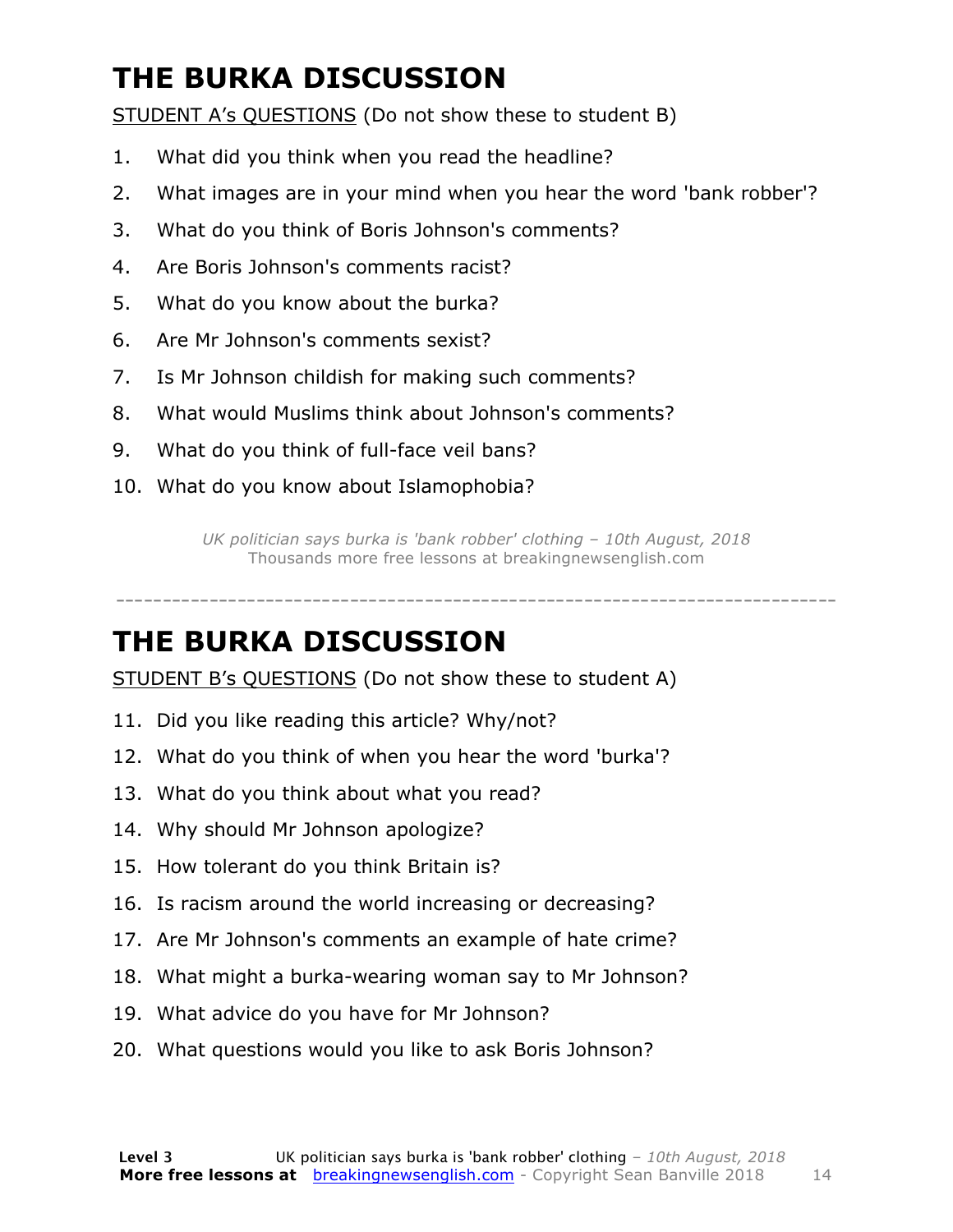# THE BURKA DISCUSSION

STUDENT A's QUESTIONS (Do not show these to student B)

1. What did you think when you read the headline?
2. What images are in your mind when you hear the word 'bank robber'?
3. What do you think of Boris Johnson's comments?
4. Are Boris Johnson's comments racist?
5. What do you know about the burka?
6. Are Mr Johnson's comments sexist?
7. Is Mr Johnson childish for making such comments?
8. What would Muslims think about Johnson's comments?
9. What do you think of full-face veil bans?
10. What do you know about Islamophobia?

*UK politician says burka is 'bank robber' clothing – 10th August, 2018*
Thousands more free lessons at breakingnewsenglish.com

---

# THE BURKA DISCUSSION

STUDENT B's QUESTIONS (Do not show these to student A)

11. Did you like reading this article? Why/not?
12. What do you think of when you hear the word 'burka'?
13. What do you think about what you read?
14. Why should Mr Johnson apologize?
15. How tolerant do you think Britain is?
16. Is racism around the world increasing or decreasing?
17. Are Mr Johnson's comments an example of hate crime?
18. What might a burka-wearing woman say to Mr Johnson?
19. What advice do you have for Mr Johnson?
20. What questions would you like to ask Boris Johnson?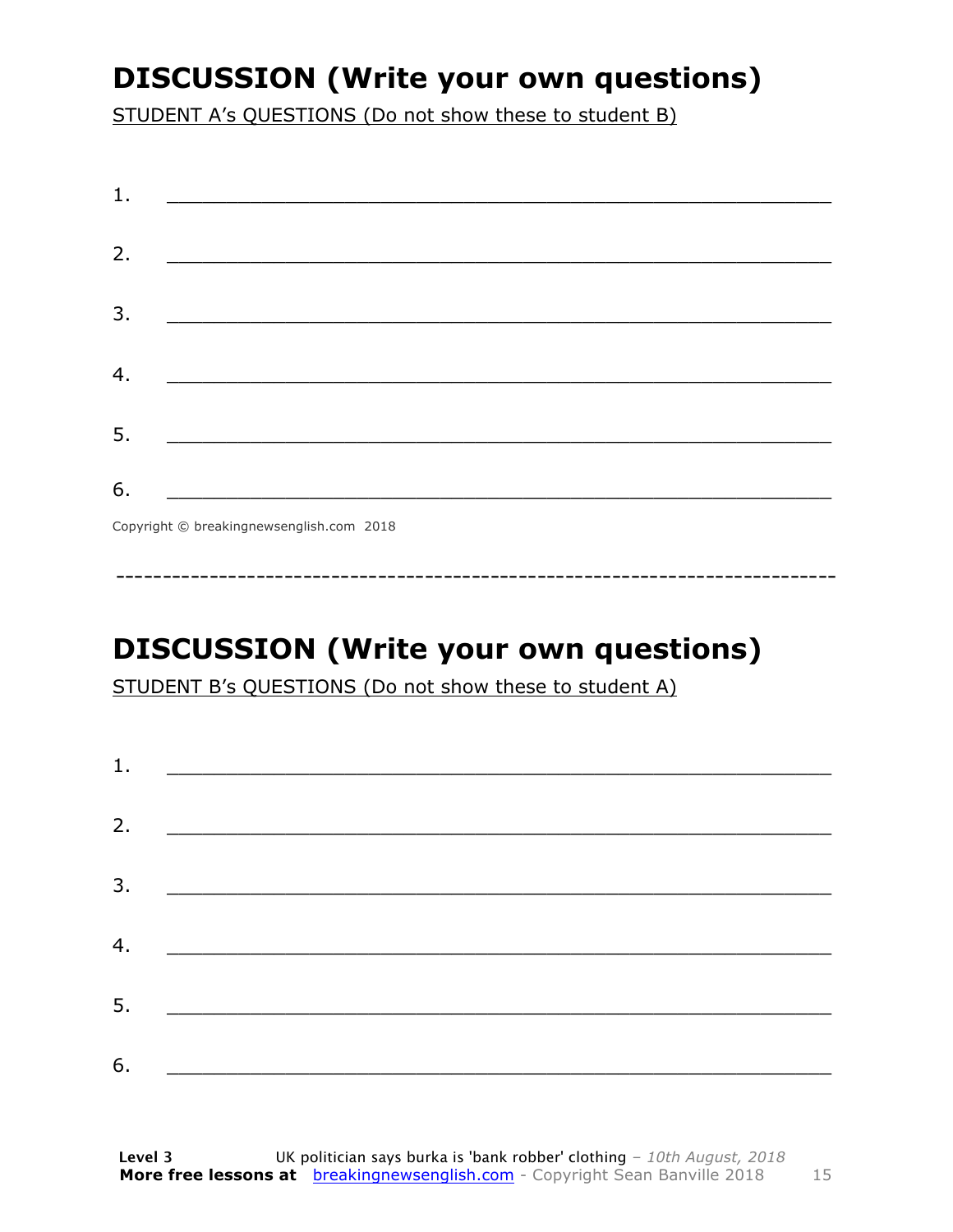## DISCUSSION (Write your own questions)

STUDENT A's QUESTIONS (Do not show these to student B)

1. ___________________________________________________________

2. ___________________________________________________________

3. ___________________________________________________________

4. ___________________________________________________________

5. ___________________________________________________________

6. ___________________________________________________________

Copyright © breakingnewsenglish.com 2018

---

## DISCUSSION (Write your own questions)

STUDENT B's QUESTIONS (Do not show these to student A)

1. ___________________________________________________________

2. ___________________________________________________________

3. ___________________________________________________________

4. ___________________________________________________________

5. ___________________________________________________________

6. ___________________________________________________________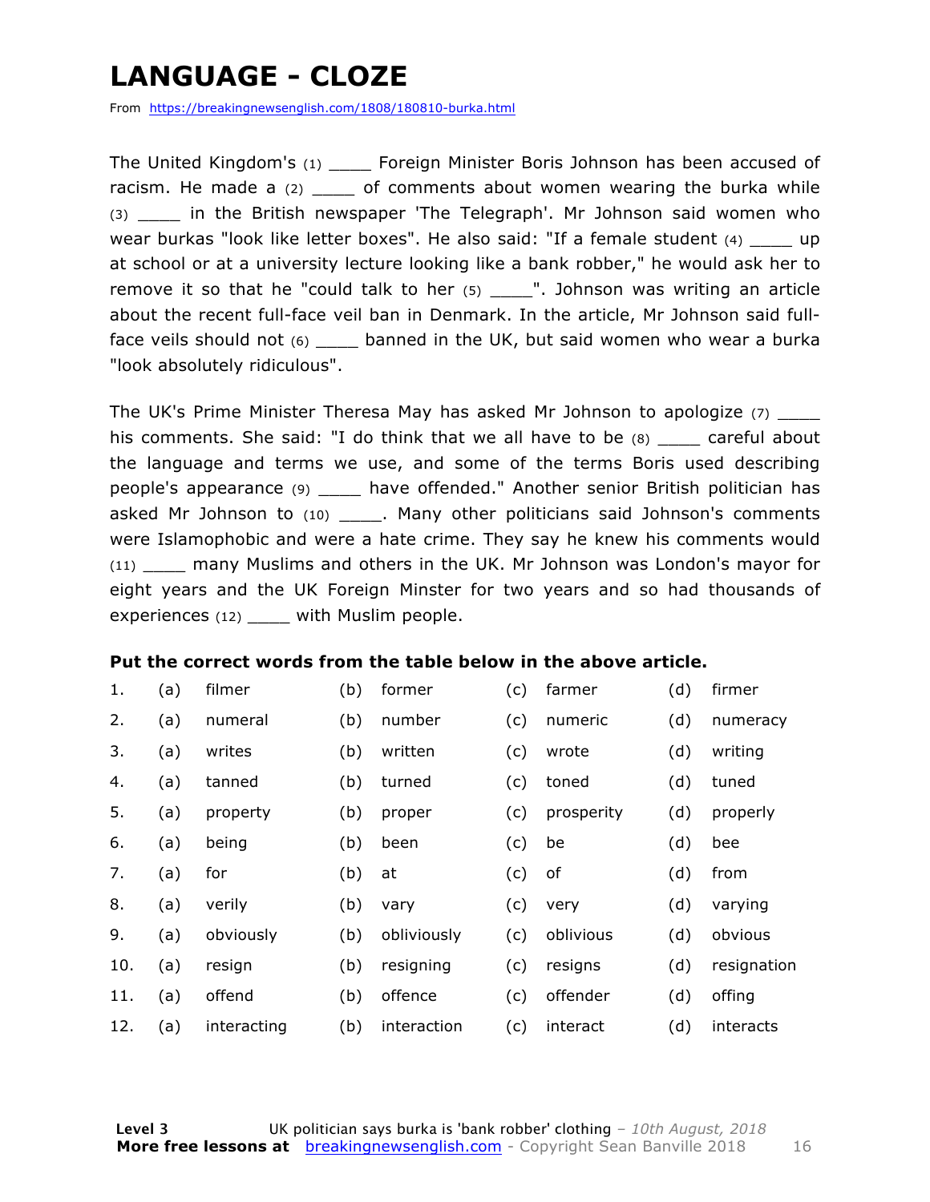# LANGUAGE - CLOZE

From https://breakingnewsenglish.com/1808/180810-burka.html

The United Kingdom's (1) ____ Foreign Minister Boris Johnson has been accused of racism. He made a (2) ____ of comments about women wearing the burka while (3) ____ in the British newspaper 'The Telegraph'. Mr Johnson said women who wear burkas "look like letter boxes". He also said: "If a female student (4) ____ up at school or at a university lecture looking like a bank robber," he would ask her to remove it so that he "could talk to her (5) ____". Johnson was writing an article about the recent full-face veil ban in Denmark. In the article, Mr Johnson said full-face veils should not (6) ____ banned in the UK, but said women who wear a burka "look absolutely ridiculous".

The UK's Prime Minister Theresa May has asked Mr Johnson to apologize (7) ____ his comments. She said: "I do think that we all have to be (8) ____ careful about the language and terms we use, and some of the terms Boris used describing people's appearance (9) ____ have offended." Another senior British politician has asked Mr Johnson to (10) ____. Many other politicians said Johnson's comments were Islamophobic and were a hate crime. They say he knew his comments would (11) ____ many Muslims and others in the UK. Mr Johnson was London's mayor for eight years and the UK Foreign Minster for two years and so had thousands of experiences (12) ____ with Muslim people.

**Put the correct words from the table below in the above article.**

| | | | | | | | | |
|---|---|---|---|---|---|---|---|---|
| 1. | (a) | filmer | (b) | former | (c) | farmer | (d) | firmer |
| 2. | (a) | numeral | (b) | number | (c) | numeric | (d) | numeracy |
| 3. | (a) | writes | (b) | written | (c) | wrote | (d) | writing |
| 4. | (a) | tanned | (b) | turned | (c) | toned | (d) | tuned |
| 5. | (a) | property | (b) | proper | (c) | prosperity | (d) | properly |
| 6. | (a) | being | (b) | been | (c) | be | (d) | bee |
| 7. | (a) | for | (b) | at | (c) | of | (d) | from |
| 8. | (a) | verily | (b) | vary | (c) | very | (d) | varying |
| 9. | (a) | obviously | (b) | obliviously | (c) | oblivious | (d) | obvious |
| 10. | (a) | resign | (b) | resigning | (c) | resigns | (d) | resignation |
| 11. | (a) | offend | (b) | offence | (c) | offender | (d) | offing |
| 12. | (a) | interacting | (b) | interaction | (c) | interact | (d) | interacts |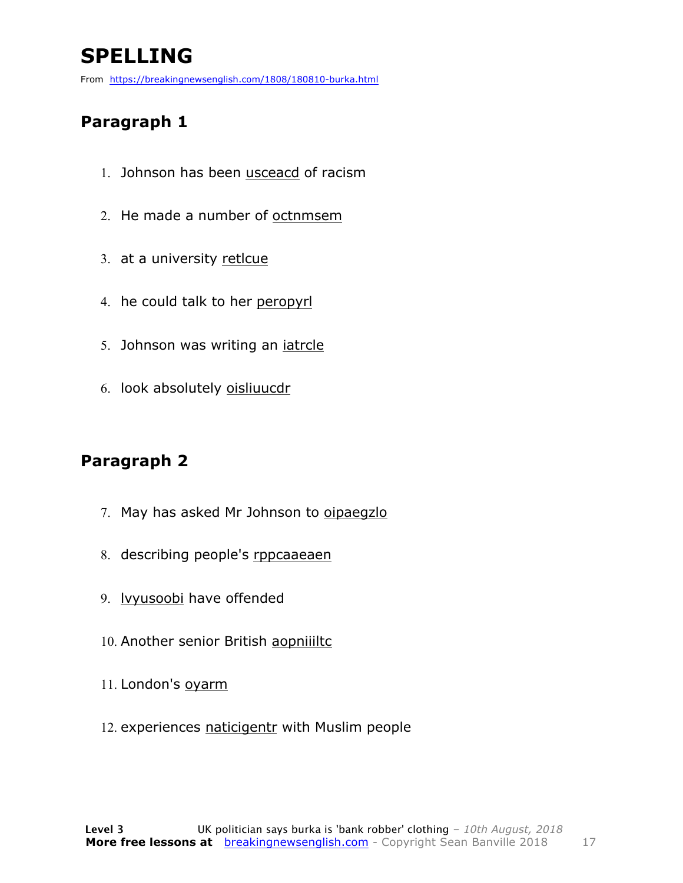# SPELLING

From https://breakingnewsenglish.com/1808/180810-burka.html

## Paragraph 1

1. Johnson has been usceacd of racism
2. He made a number of octnmsem
3. at a university retlcue
4. he could talk to her peropyrl
5. Johnson was writing an iatrcle
6. look absolutely oisliuucdr

## Paragraph 2

7. May has asked Mr Johnson to oipaegzlo
8. describing people's rppcaaeaen
9. lvyusoobi have offended
10. Another senior British aopniiiltc
11. London's oyarm
12. experiences naticigentr with Muslim people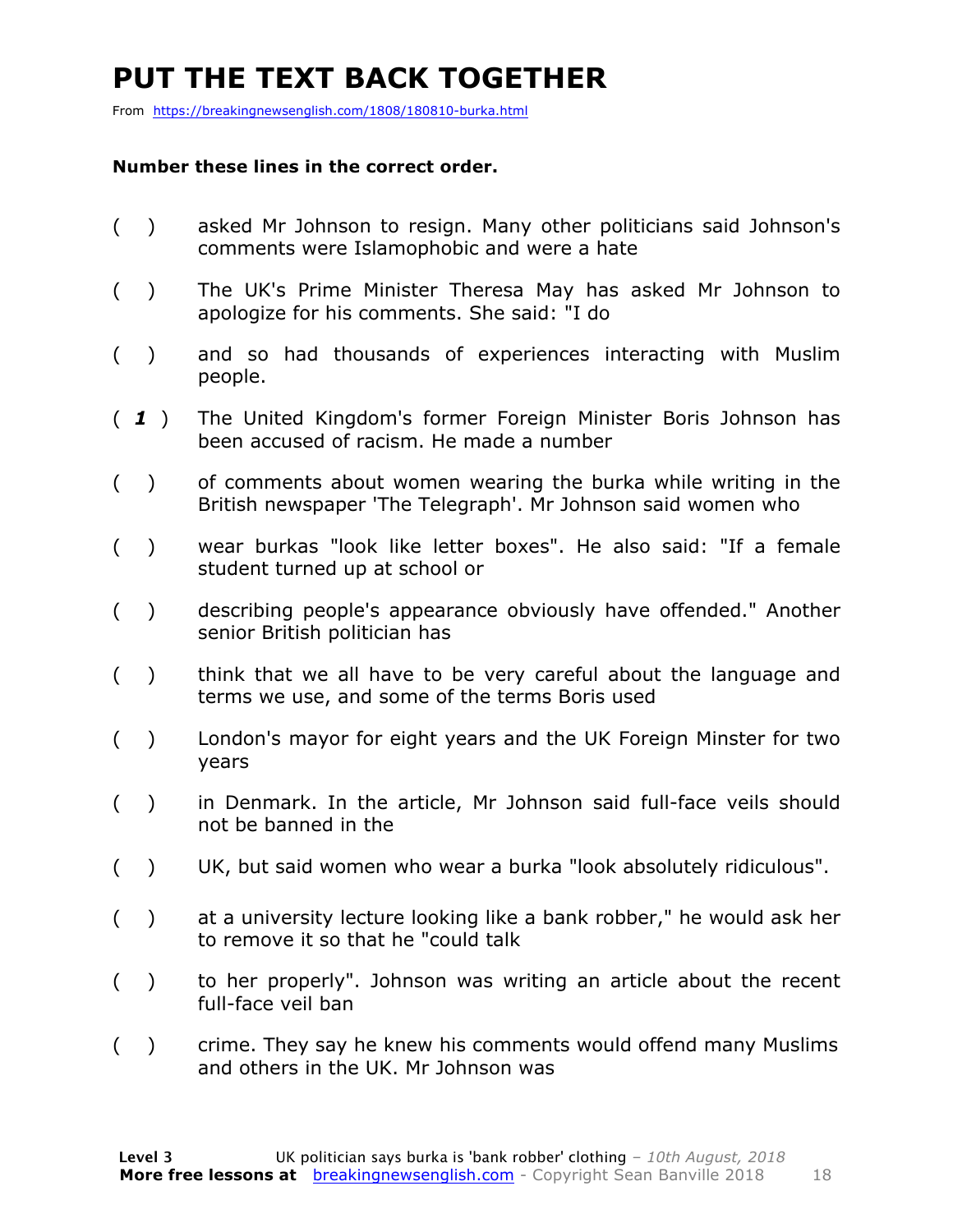# PUT THE TEXT BACK TOGETHER

From https://breakingnewsenglish.com/1808/180810-burka.html

**Number these lines in the correct order.**

( ) asked Mr Johnson to resign. Many other politicians said Johnson's comments were Islamophobic and were a hate

( ) The UK's Prime Minister Theresa May has asked Mr Johnson to apologize for his comments. She said: "I do

( ) and so had thousands of experiences interacting with Muslim people.

( ***1*** ) The United Kingdom's former Foreign Minister Boris Johnson has been accused of racism. He made a number

( ) of comments about women wearing the burka while writing in the British newspaper 'The Telegraph'. Mr Johnson said women who

( ) wear burkas "look like letter boxes". He also said: "If a female student turned up at school or

( ) describing people's appearance obviously have offended." Another senior British politician has

( ) think that we all have to be very careful about the language and terms we use, and some of the terms Boris used

( ) London's mayor for eight years and the UK Foreign Minster for two years

( ) in Denmark. In the article, Mr Johnson said full-face veils should not be banned in the

( ) UK, but said women who wear a burka "look absolutely ridiculous".

( ) at a university lecture looking like a bank robber," he would ask her to remove it so that he "could talk

( ) to her properly". Johnson was writing an article about the recent full-face veil ban

( ) crime. They say he knew his comments would offend many Muslims and others in the UK. Mr Johnson was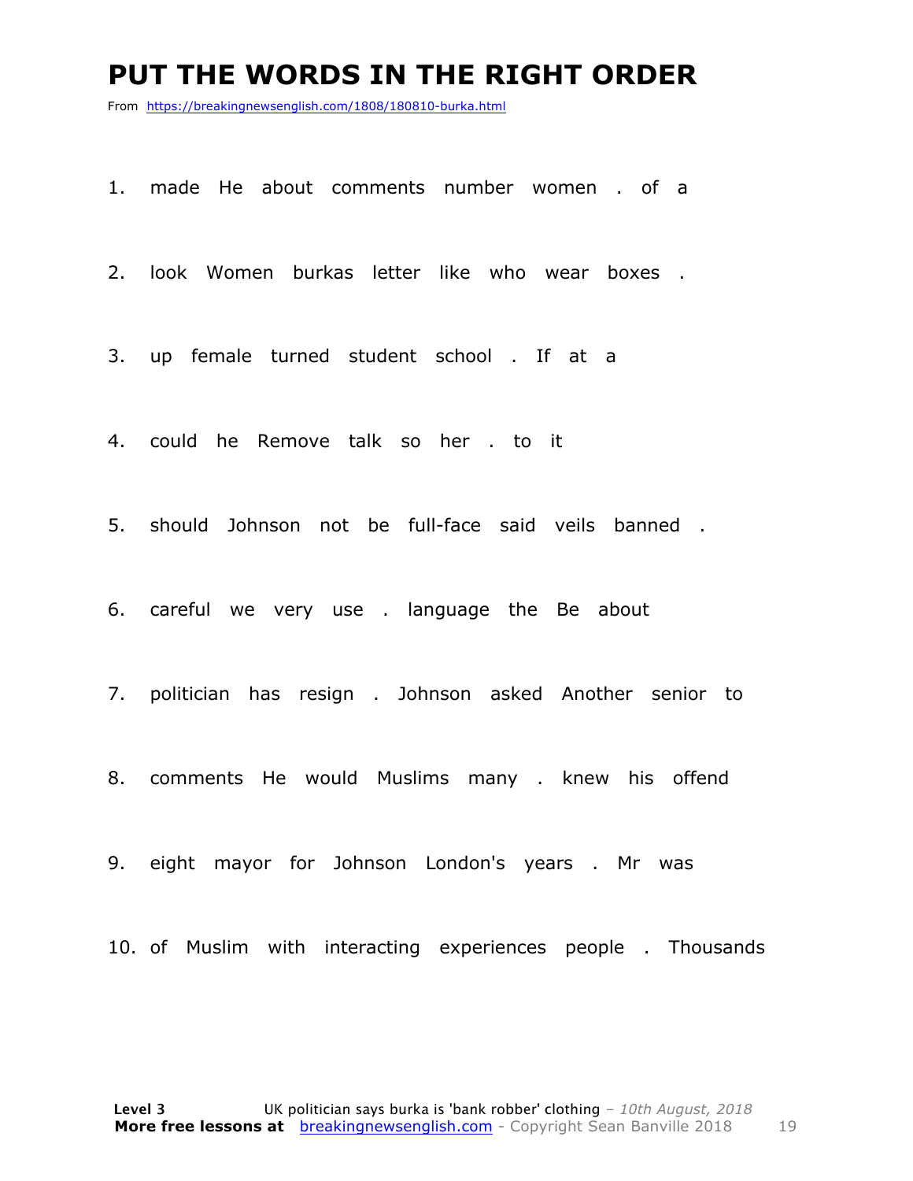# PUT THE WORDS IN THE RIGHT ORDER

From https://breakingnewsenglish.com/1808/180810-burka.html

1. made He about comments number women . of a

2. look Women burkas letter like who wear boxes .

3. up female turned student school . If at a

4. could he Remove talk so her . to it

5. should Johnson not be full-face said veils banned .

6. careful we very use . language the Be about

7. politician has resign . Johnson asked Another senior to

8. comments He would Muslims many . knew his offend

9. eight mayor for Johnson London's years . Mr was

10. of Muslim with interacting experiences people . Thousands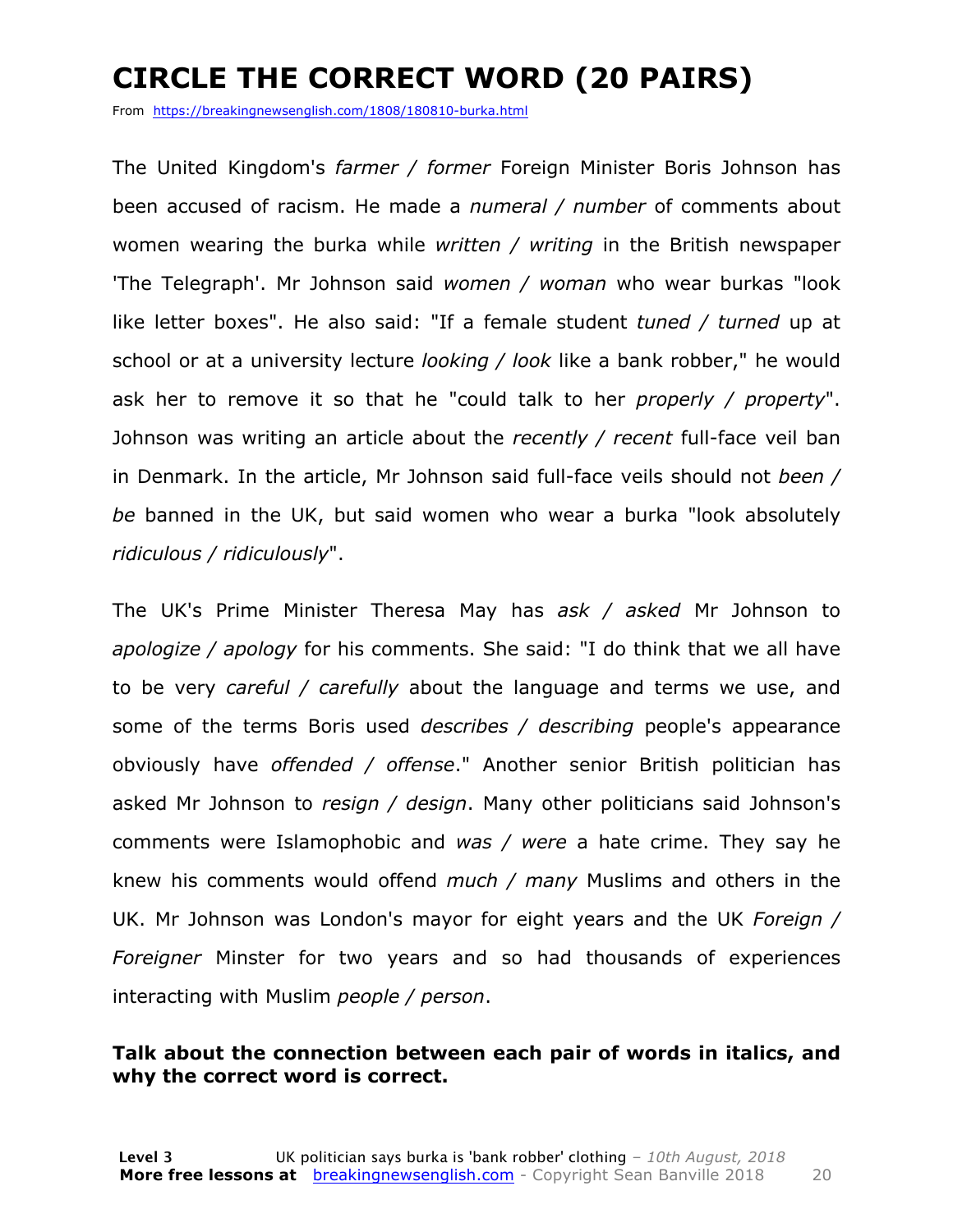# CIRCLE THE CORRECT WORD (20 PAIRS)

From https://breakingnewsenglish.com/1808/180810-burka.html

The United Kingdom's *farmer / former* Foreign Minister Boris Johnson has been accused of racism. He made a *numeral / number* of comments about women wearing the burka while *written / writing* in the British newspaper 'The Telegraph'. Mr Johnson said *women / woman* who wear burkas "look like letter boxes". He also said: "If a female student *tuned / turned* up at school or at a university lecture *looking / look* like a bank robber," he would ask her to remove it so that he "could talk to her *properly / property*". Johnson was writing an article about the *recently / recent* full-face veil ban in Denmark. In the article, Mr Johnson said full-face veils should not *been / be* banned in the UK, but said women who wear a burka "look absolutely *ridiculous / ridiculously*".

The UK's Prime Minister Theresa May has *ask / asked* Mr Johnson to *apologize / apology* for his comments. She said: "I do think that we all have to be very *careful / carefully* about the language and terms we use, and some of the terms Boris used *describes / describing* people's appearance obviously have *offended / offense*." Another senior British politician has asked Mr Johnson to *resign / design*. Many other politicians said Johnson's comments were Islamophobic and *was / were* a hate crime. They say he knew his comments would offend *much / many* Muslims and others in the UK. Mr Johnson was London's mayor for eight years and the UK *Foreign / Foreigner* Minster for two years and so had thousands of experiences interacting with Muslim *people / person*.

**Talk about the connection between each pair of words in italics, and why the correct word is correct.**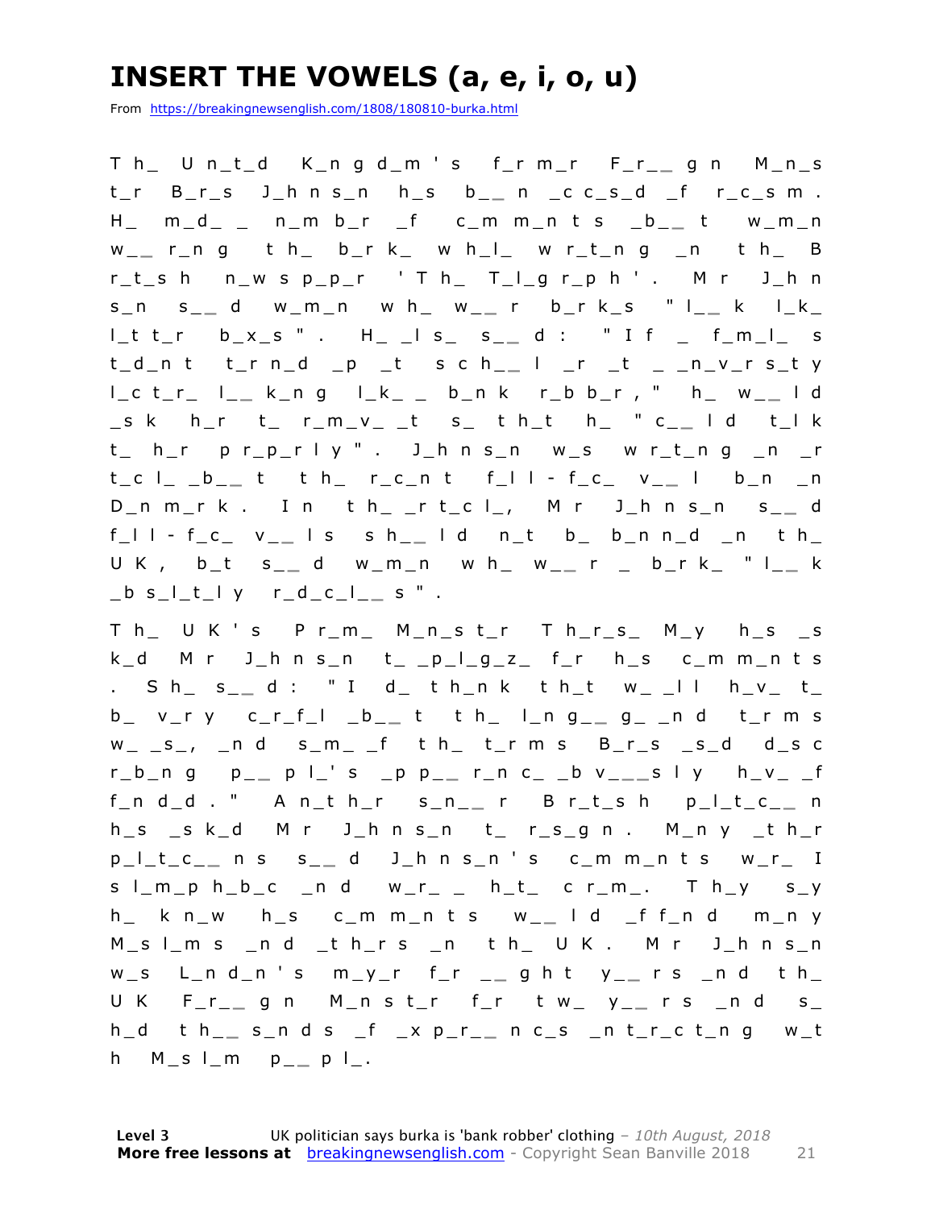# INSERT THE VOWELS (a, e, i, o, u)

From https://breakingnewsenglish.com/1808/180810-burka.html

T h_ U n_t_d K_n g d_m ' s f_r m_r F_r_ _ g n M_n_s t_r B_r_s J_h n s_n h_s b_ _ n _c c_s_d _f r_c_s m . H_ m_d_ _ n_m b_r _f c_m m_n t s _b_ _ t w_m_n w_ _ r_n g t h_ b_r k_ w h_l_ w r_t_n g _n t h_ B r_t_s h n_w s p_p_r ' T h_ T_l_g r_p h ' . M r J_h n s_n s_ _ d w_m_n w h_ w_ _ r b_r k_s " l_ _ k l_k_ l_t t_r b_x_s " . H_ _l s_ s_ _ d : " I f _ f_m_l_ s t_d_n t t_r n_d _p _t s c h_ _ l _r _t _ _n_v_r s_t y l_c t_r_ l_ _ k_n g l_k_ _ b_n k r_b b_r , " h_ w_ _ l d _s k h_r t_ r_m_v_ _t s_ t h_t h_ " c_ _ l d t_l k t_ h_r p r_p_r l y " . J_h n s_n w_s w r_t_n g _n _r t_c l_ _b_ _ t t h_ r_c_n t f_l l - f_c_ v_ _ l b_n _n D_n m_r k . I n t h_ _r t_c l_, M r J_h n s_n s_ _ d f_l l - f_c_ v_ _ l s s h_ _ l d n_t b_ b_n n_d _n t h_ U K , b_t s_ _ d w_m_n w h_ w_ _ r _ b_r k_ " l_ _ k _b s_l_t_l y r_d_c_l_ _ s " .

T h_ U K ' s P r_m_ M_n_s t_r T h_r_s_ M_y h_s _s k_d M r J_h n s_n t_ _p_l_g_z_ f_r h_s c_m m_n t s . S h_ s_ _ d : " I d_ t h_n k t h_t w_ _l l h_v_ t_ b_ v_r y c_r_f_l _b_ _ t t h_ l_n g_ _ g_ _n d t_r m s w_ _s_, _n d s_m_ _f t h_ t_r m s B_r_s _s_d d_s c r_b_n g p_ _ p l_' s _p p_ _ r_n c_ _b v_ _ _s l y h_v_ _f f_n d_d . " A n_t h_r s_n_ _ r B r_t_s h p_l_t_c_ _ n h_s _s k_d M r J_h n s_n t_ r_s_g n . M_n y _t h_r p_l_t_c_ _ n s s_ _ d J_h n s_n ' s c_m m_n t s w_r_ I s l_m_p h_b_c _n d w_r_ _ h_t_ c r_m_. T h_y s_y h_ k n_w h_s c_m m_n t s w_ _ l d _f f_n d m_n y M_s l_m s _n d _t h_r s _n t h_ U K . M r J_h n s_n w_s L_n d_n ' s m_y_r f_r _ _ g h t y_ _ r s _n d t h_ U K F_r_ _ g n M_n s t_r f_r t w_ y_ _ r s _n d s_ h_d t h_ _ s_n d s _f _x p_r_ _ n c_s _n t_r_c t_n g w_t h M_s l_m p_ _ p l_.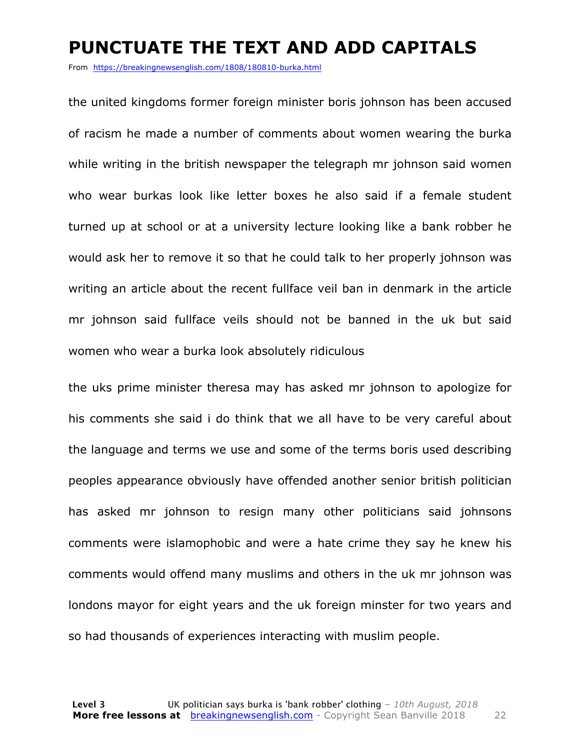# PUNCTUATE THE TEXT AND ADD CAPITALS

From https://breakingnewsenglish.com/1808/180810-burka.html

the united kingdoms former foreign minister boris johnson has been accused of racism he made a number of comments about women wearing the burka while writing in the british newspaper the telegraph mr johnson said women who wear burkas look like letter boxes he also said if a female student turned up at school or at a university lecture looking like a bank robber he would ask her to remove it so that he could talk to her properly johnson was writing an article about the recent fullface veil ban in denmark in the article mr johnson said fullface veils should not be banned in the uk but said women who wear a burka look absolutely ridiculous

the uks prime minister theresa may has asked mr johnson to apologize for his comments she said i do think that we all have to be very careful about the language and terms we use and some of the terms boris used describing peoples appearance obviously have offended another senior british politician has asked mr johnson to resign many other politicians said johnsons comments were islamophobic and were a hate crime they say he knew his comments would offend many muslims and others in the uk mr johnson was londons mayor for eight years and the uk foreign minster for two years and so had thousands of experiences interacting with muslim people.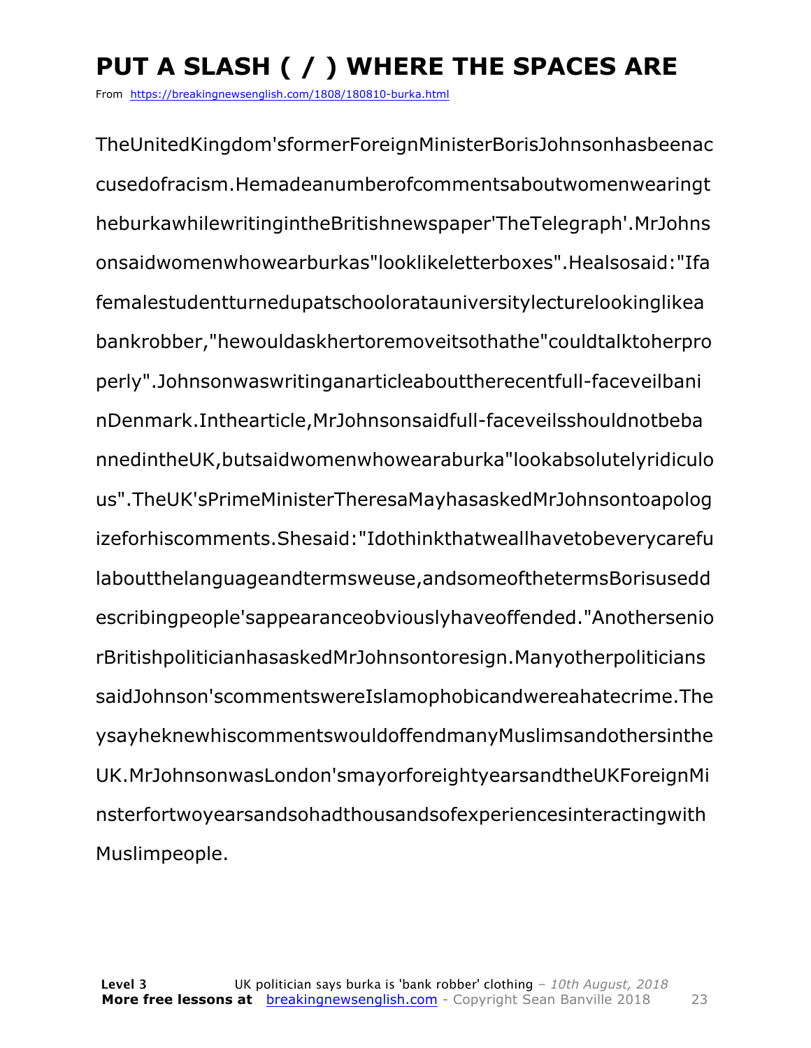# PUT A SLASH ( / ) WHERE THE SPACES ARE

From https://breakingnewsenglish.com/1808/180810-burka.html

TheUnitedKingdom'sformerForeignMinisterBorisJohnsonhasbeenac cusedofracism.Hemadeanumberofcommentsaboutwomenwearingt heburkawhilewritingintheBritishnewspaper'TheTelegraph'.MrJohns onsaidwomenwhowearburkas"looklikeletterboxes".Healsosaid:"Ifa femalestudentturnedupatschooloratauniversitylecturelookinglikea bankrobber,"hewouldaskhertoremoveitsothathe"couldtalktoherpro perly".Johnsonwaswritinganarticleabouttherecentfull-faceveilbani nDenmark.Inthearticle,MrJohnsonsaidfull-faceveilsshouldnotbeba nnedintheUK,butsaidwomenwhowearaburka"lookabsolutelyridiculo us".TheUK'sPrimeMinisterTheresaMayhasaskedMrJohnsontoapolog izeforhiscomments.Shesaid:"Idothinkthatweallhavetobeverycarefu labouttthelanguageandtermsweuse,andsomeofthetermsBorisusedd escribingpeople'sappearanceobviouslyhaveoffended."Anothersenio rBritishpoliticianhasaskedMrJohnsontoresign.Manyotherpoliticians saidJohnson'scommentswereIslamophobicandwereahatecrime.The ysayheknewhiscommentswouldoffendmanyMuslimsandothersinthe UK.MrJohnsonwasLondon'smayorforeightyearsandtheUKForeignMi nsterfortwoyearsandsohadthousandsofexperiencesinteractingwith Muslimpeople.

**Level 3** UK politician says burka is 'bank robber' clothing – *10th August, 2018*
**More free lessons at** breakingnewsenglish.com - Copyright Sean Banville 2018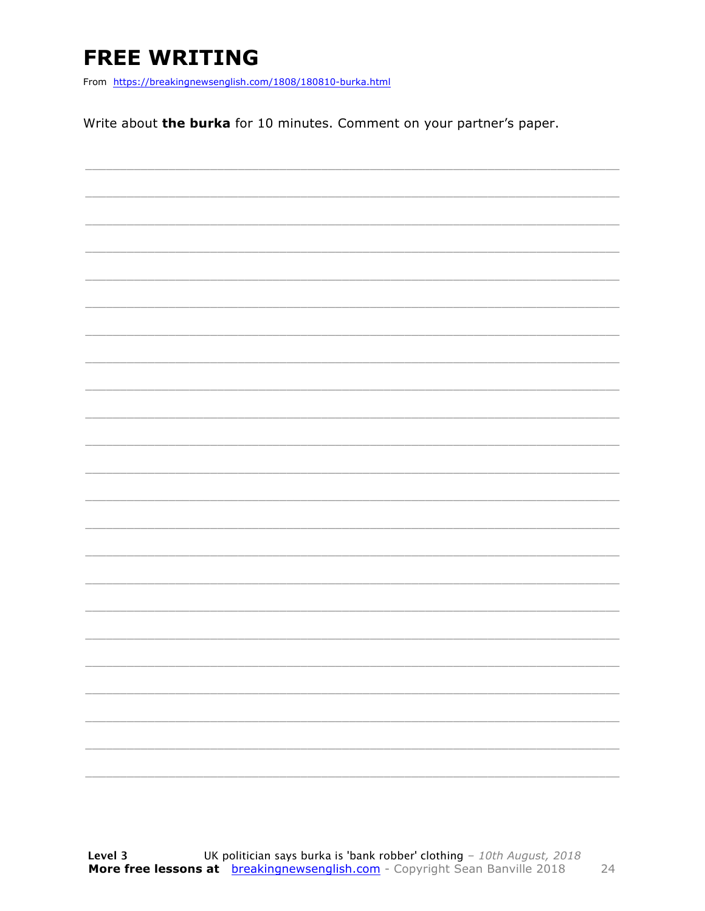# FREE WRITING

From https://breakingnewsenglish.com/1808/180810-burka.html

Write about **the burka** for 10 minutes. Comment on your partner's paper.

___________________________________________________________________________

___________________________________________________________________________

___________________________________________________________________________

___________________________________________________________________________

___________________________________________________________________________

___________________________________________________________________________

___________________________________________________________________________

___________________________________________________________________________

___________________________________________________________________________

___________________________________________________________________________

___________________________________________________________________________

___________________________________________________________________________

___________________________________________________________________________

___________________________________________________________________________

___________________________________________________________________________

___________________________________________________________________________

___________________________________________________________________________

___________________________________________________________________________

___________________________________________________________________________

___________________________________________________________________________

___________________________________________________________________________

___________________________________________________________________________

___________________________________________________________________________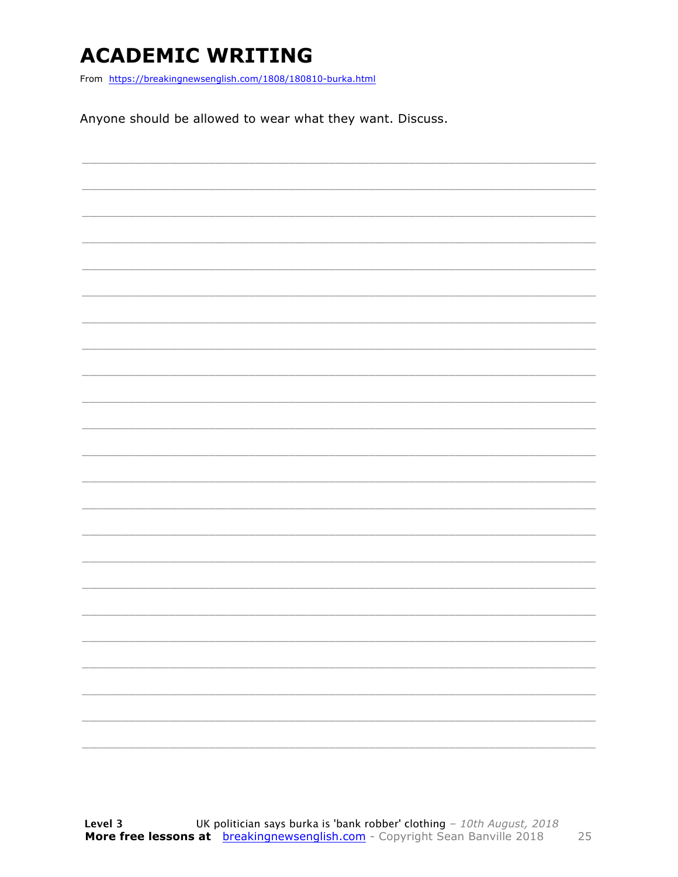# ACADEMIC WRITING

From https://breakingnewsenglish.com/1808/180810-burka.html

Anyone should be allowed to wear what they want. Discuss.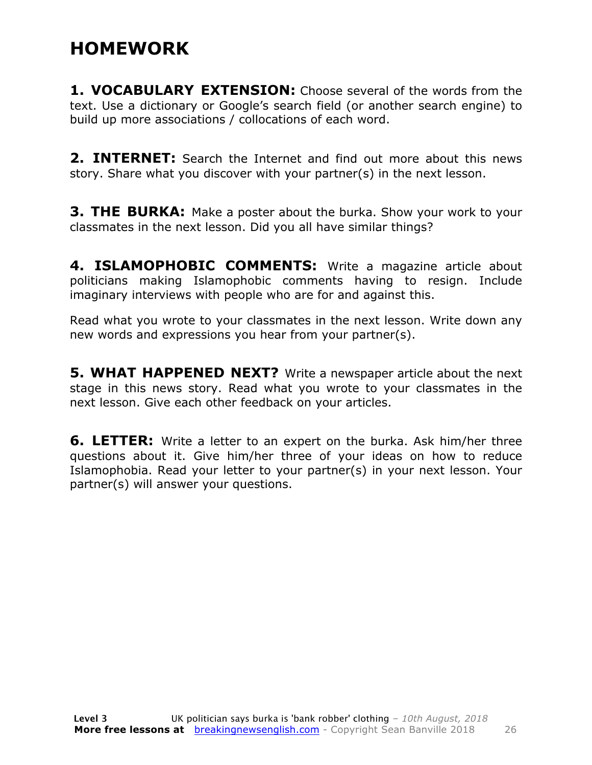# HOMEWORK

**1. VOCABULARY EXTENSION:** Choose several of the words from the text. Use a dictionary or Google's search field (or another search engine) to build up more associations / collocations of each word.

**2. INTERNET:** Search the Internet and find out more about this news story. Share what you discover with your partner(s) in the next lesson.

**3. THE BURKA:** Make a poster about the burka. Show your work to your classmates in the next lesson. Did you all have similar things?

**4. ISLAMOPHOBIC COMMENTS:** Write a magazine article about politicians making Islamophobic comments having to resign. Include imaginary interviews with people who are for and against this.

Read what you wrote to your classmates in the next lesson. Write down any new words and expressions you hear from your partner(s).

**5. WHAT HAPPENED NEXT?** Write a newspaper article about the next stage in this news story. Read what you wrote to your classmates in the next lesson. Give each other feedback on your articles.

**6. LETTER:** Write a letter to an expert on the burka. Ask him/her three questions about it. Give him/her three of your ideas on how to reduce Islamophobia. Read your letter to your partner(s) in your next lesson. Your partner(s) will answer your questions.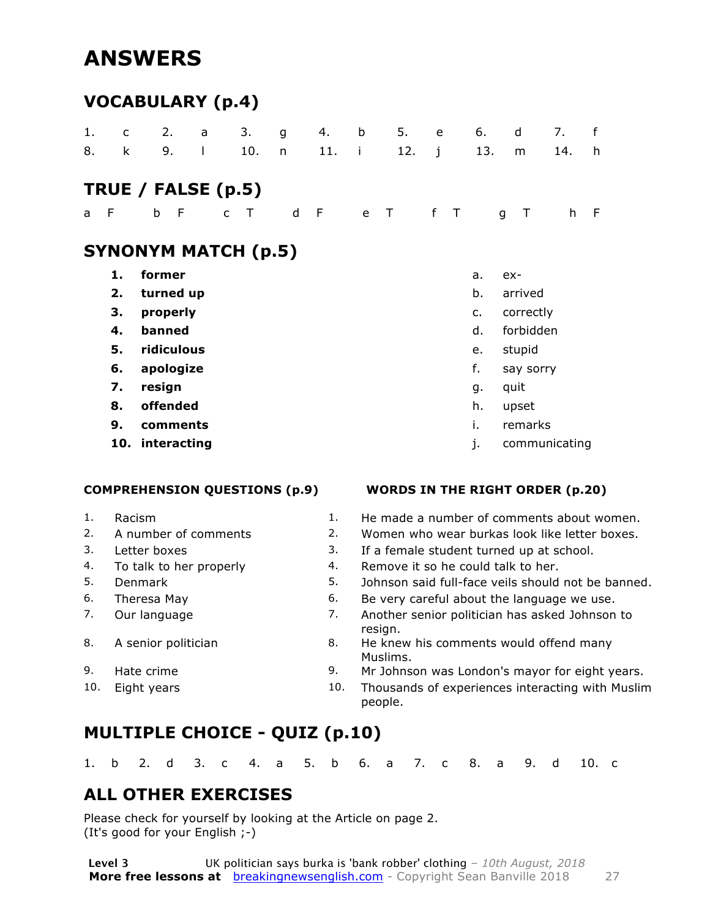# ANSWERS

## VOCABULARY (p.4)

| | | | | | | | | | | | | | |
|---|---|---|---|---|---|---|---|---|---|---|---|---|---|
| 1. | c | 2. | a | 3. | g | 4. | b | 5. | e | 6. | d | 7. | f |
| 8. | k | 9. | l | 10. | n | 11. | i | 12. | j | 13. | m | 14. | h |

## TRUE / FALSE (p.5)

a F  b F  c T  d F  e T  f T  g T  h F

## SYNONYM MATCH (p.5)

| | | | |
|---|---|---|---|
| **1.** | **former** | a. | ex- |
| **2.** | **turned up** | b. | arrived |
| **3.** | **properly** | c. | correctly |
| **4.** | **banned** | d. | forbidden |
| **5.** | **ridiculous** | e. | stupid |
| **6.** | **apologize** | f. | say sorry |
| **7.** | **resign** | g. | quit |
| **8.** | **offended** | h. | upset |
| **9.** | **comments** | i. | remarks |
| **10.** | **interacting** | j. | communicating |

### COMPREHENSION QUESTIONS (p.9)

1. Racism
2. A number of comments
3. Letter boxes
4. To talk to her properly
5. Denmark
6. Theresa May
7. Our language
8. A senior politician
9. Hate crime
10. Eight years

### WORDS IN THE RIGHT ORDER (p.20)

1. He made a number of comments about women.
2. Women who wear burkas look like letter boxes.
3. If a female student turned up at school.
4. Remove it so he could talk to her.
5. Johnson said full-face veils should not be banned.
6. Be very careful about the language we use.
7. Another senior politician has asked Johnson to resign.
8. He knew his comments would offend many Muslims.
9. Mr Johnson was London's mayor for eight years.
10. Thousands of experiences interacting with Muslim people.

## MULTIPLE CHOICE - QUIZ (p.10)

1. b  2. d  3. c  4. a  5. b  6. a  7. c  8. a  9. d  10. c

## ALL OTHER EXERCISES

Please check for yourself by looking at the Article on page 2.
(It's good for your English ;-)